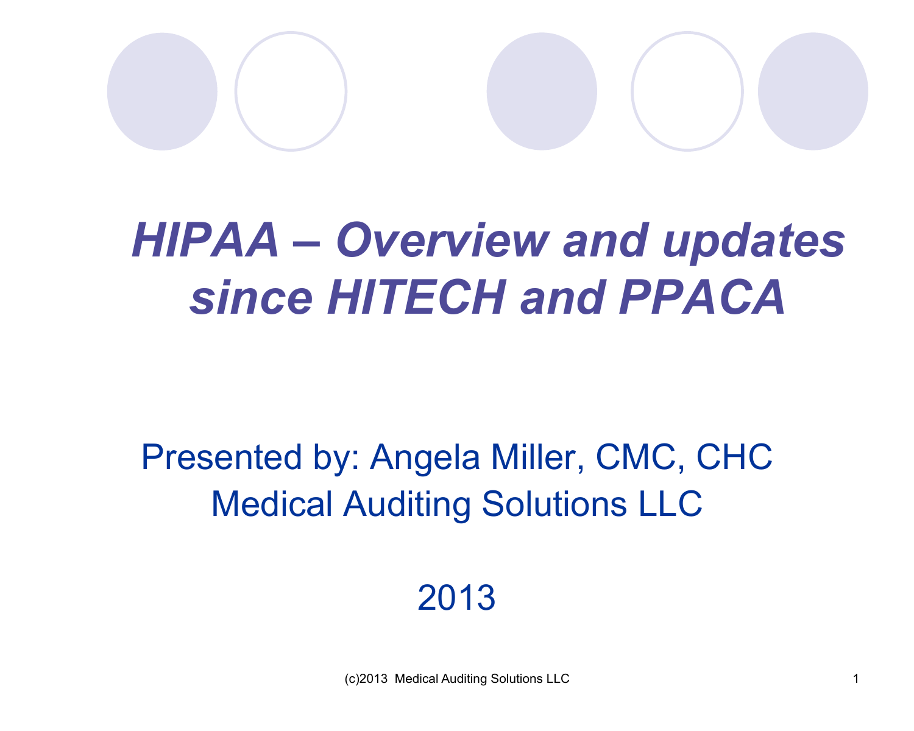# *HIPAA – Overview and updates since HITECH and PPACA*

Presented by: Angela Miller, CMC, CHC
Medical Auditing Solutions LLC

2013

(c)2013 Medical Auditing Solutions LLC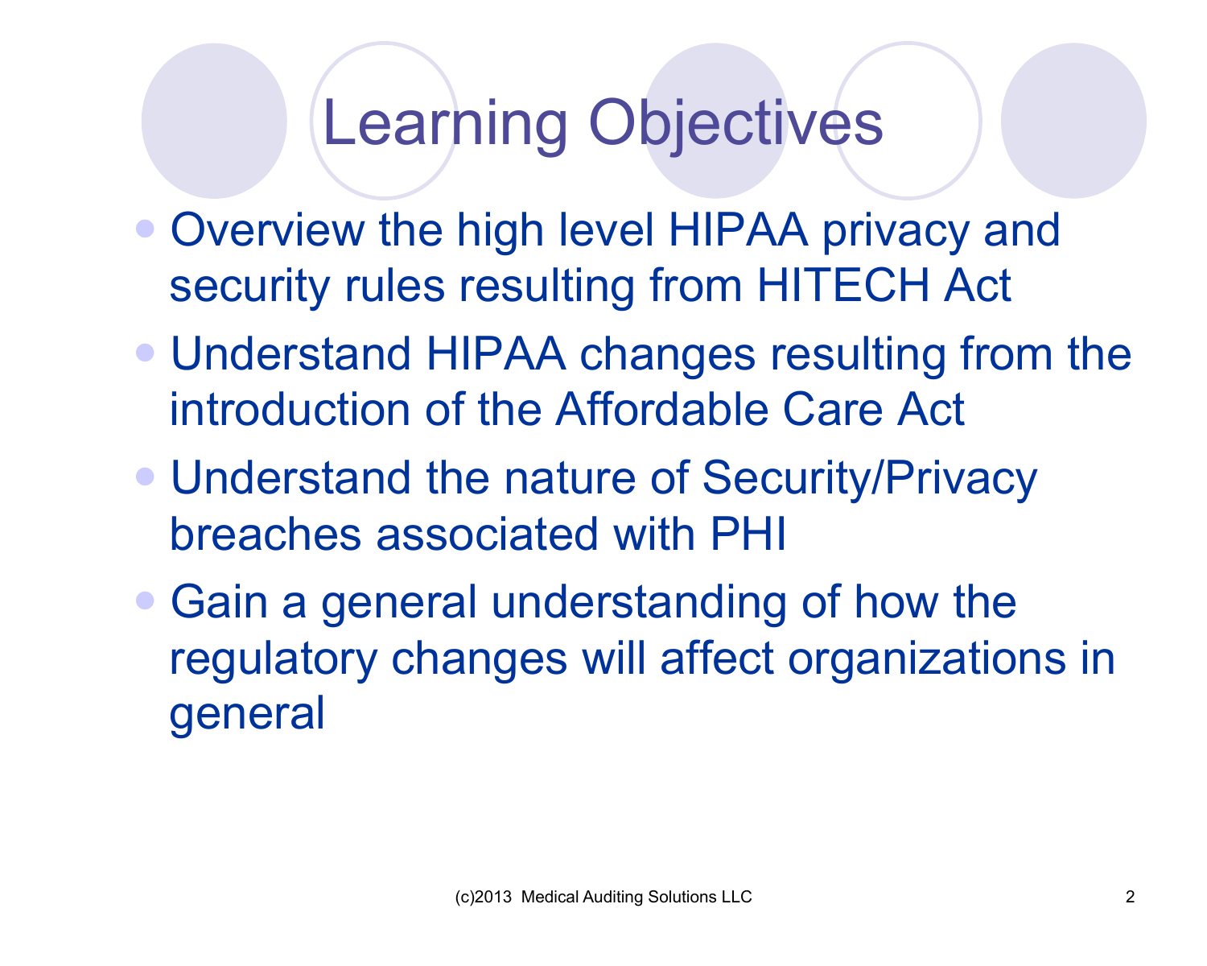# Learning Objectives

- Overview the high level HIPAA privacy and security rules resulting from HITECH Act
- Understand HIPAA changes resulting from the introduction of the Affordable Care Act
- Understand the nature of Security/Privacy breaches associated with PHI
- Gain a general understanding of how the regulatory changes will affect organizations in general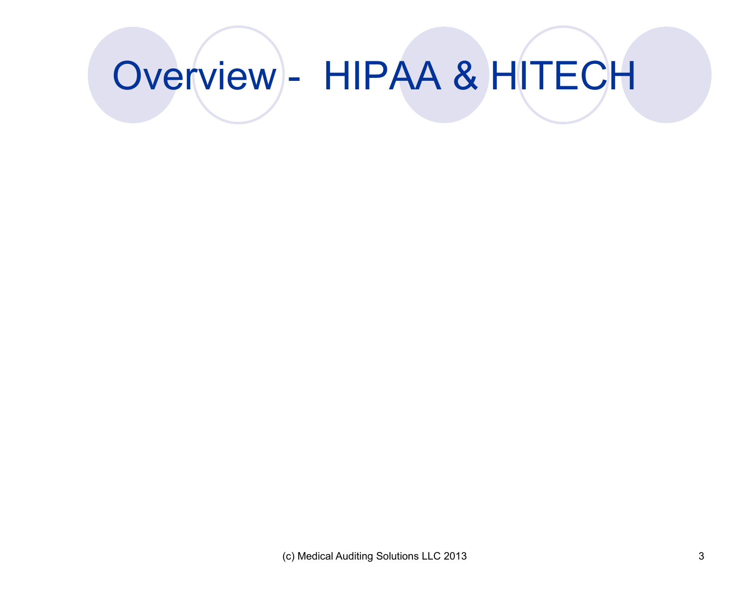# Overview - HIPAA & HITECH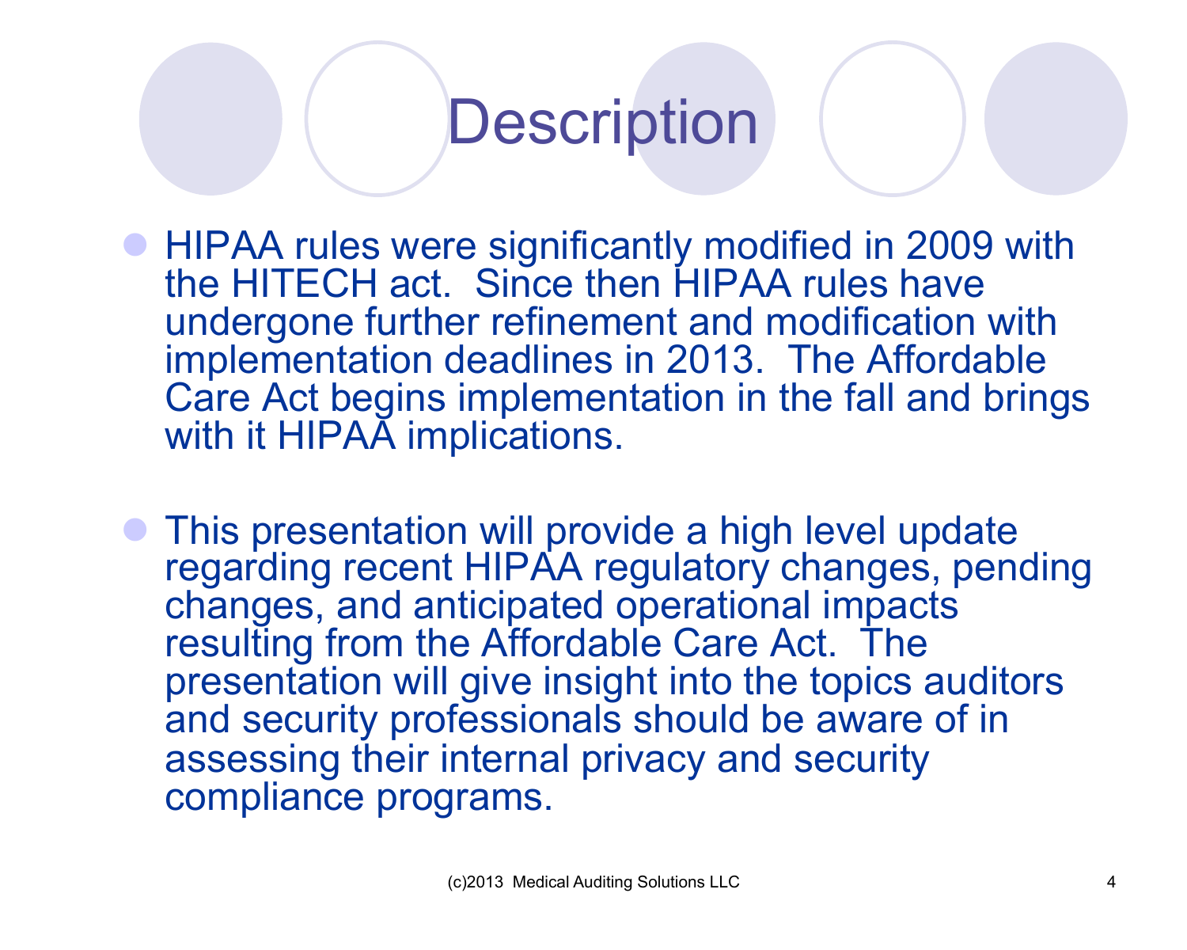# Description

- HIPAA rules were significantly modified in 2009 with the HITECH act.  Since then HIPAA rules have undergone further refinement and modification with implementation deadlines in 2013.  The Affordable Care Act begins implementation in the fall and brings with it HIPAA implications.

- This presentation will provide a high level update regarding recent HIPAA regulatory changes, pending changes, and anticipated operational impacts resulting from the Affordable Care Act.  The presentation will give insight into the topics auditors and security professionals should be aware of in assessing their internal privacy and security compliance programs.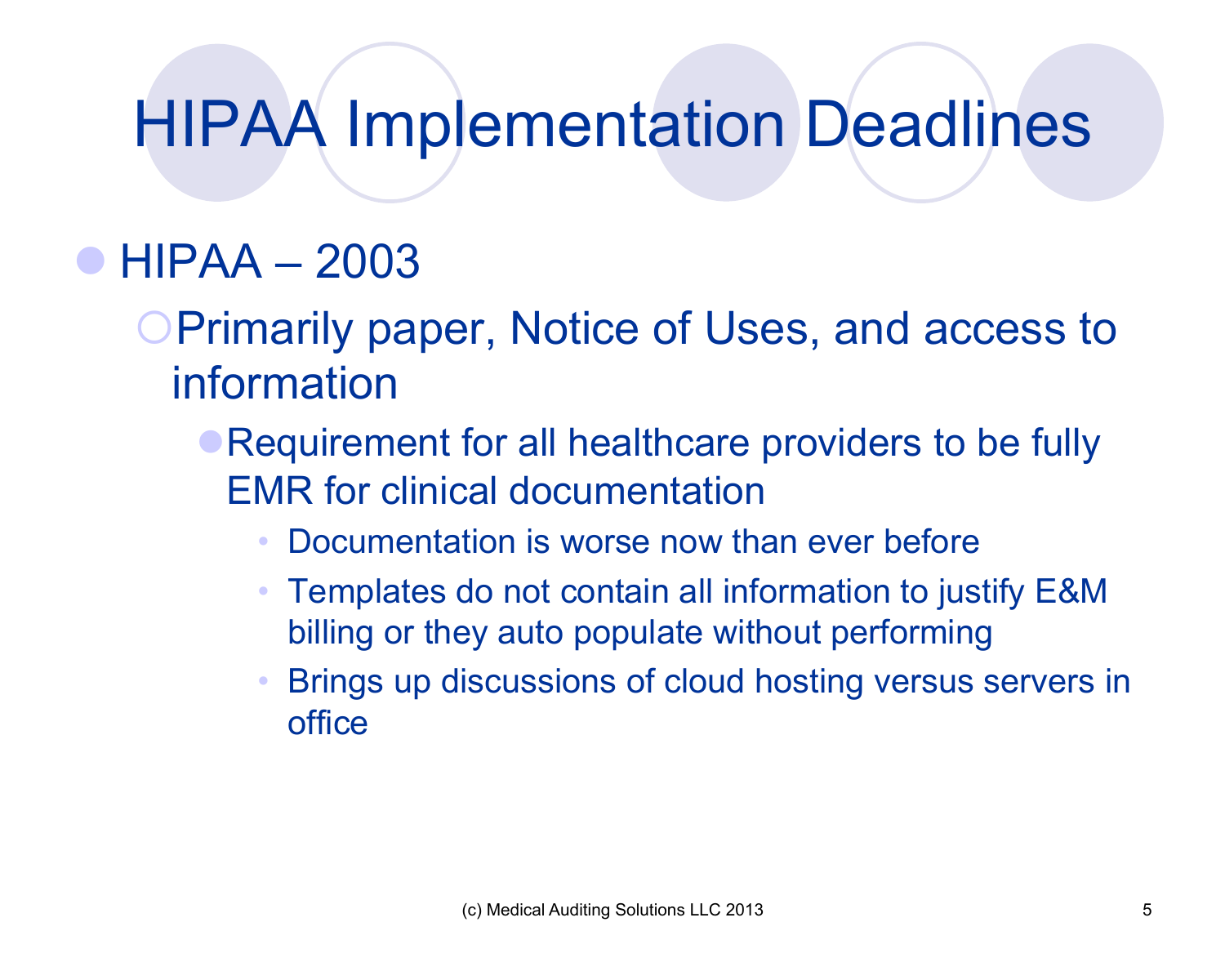# HIPAA Implementation Deadlines

- HIPAA – 2003
  - Primarily paper, Notice of Uses, and access to information
    - Requirement for all healthcare providers to be fully EMR for clinical documentation
      - Documentation is worse now than ever before
      - Templates do not contain all information to justify E&M billing or they auto populate without performing
      - Brings up discussions of cloud hosting versus servers in office

(c) Medical Auditing Solutions LLC 2013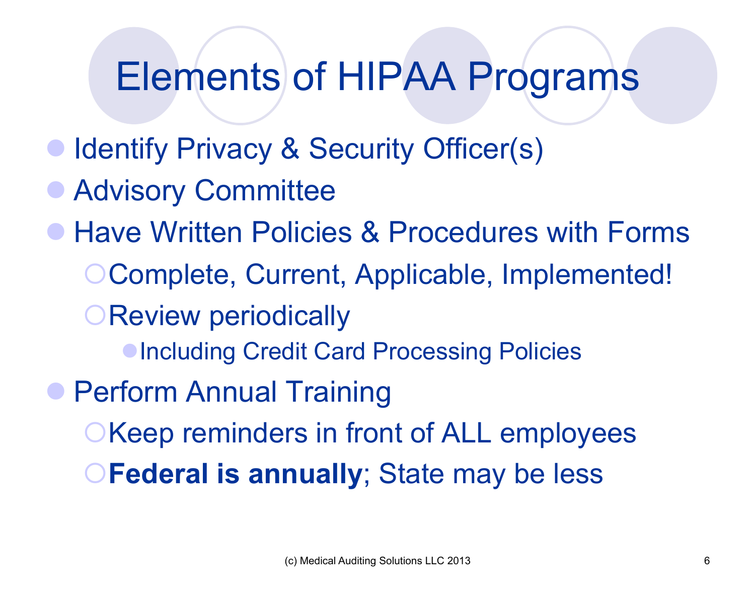# Elements of HIPAA Programs

- Identify Privacy & Security Officer(s)
- Advisory Committee
- Have Written Policies & Procedures with Forms
  - Complete, Current, Applicable, Implemented!
  - Review periodically
    - Including Credit Card Processing Policies
- Perform Annual Training
  - Keep reminders in front of ALL employees
  - **Federal is annually**; State may be less

(c) Medical Auditing Solutions LLC 2013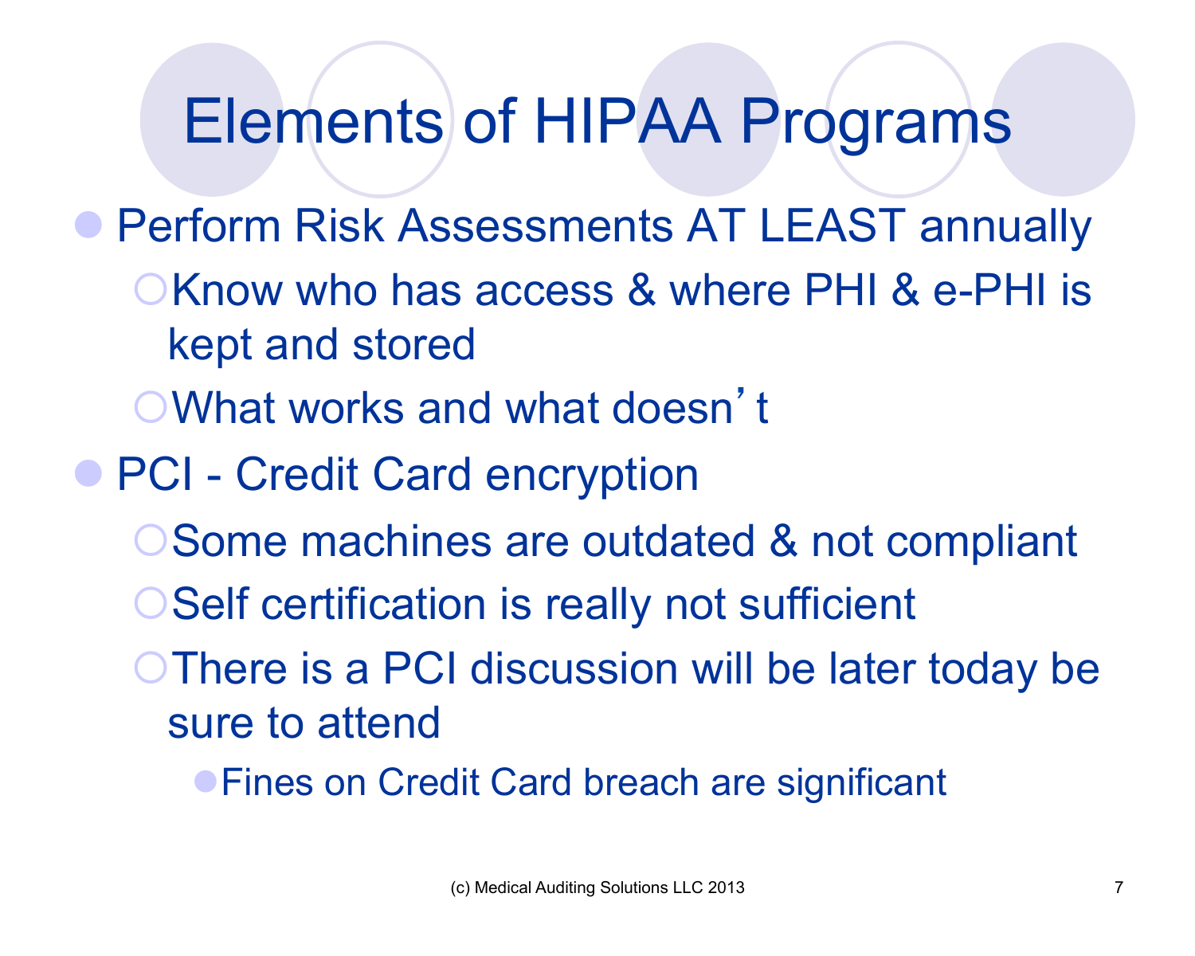# Elements of HIPAA Programs

- Perform Risk Assessments AT LEAST annually
  - Know who has access & where PHI & e-PHI is kept and stored
  - What works and what doesn't
- PCI - Credit Card encryption
  - Some machines are outdated & not compliant
  - Self certification is really not sufficient
  - There is a PCI discussion will be later today be sure to attend
    - Fines on Credit Card breach are significant

(c) Medical Auditing Solutions LLC 2013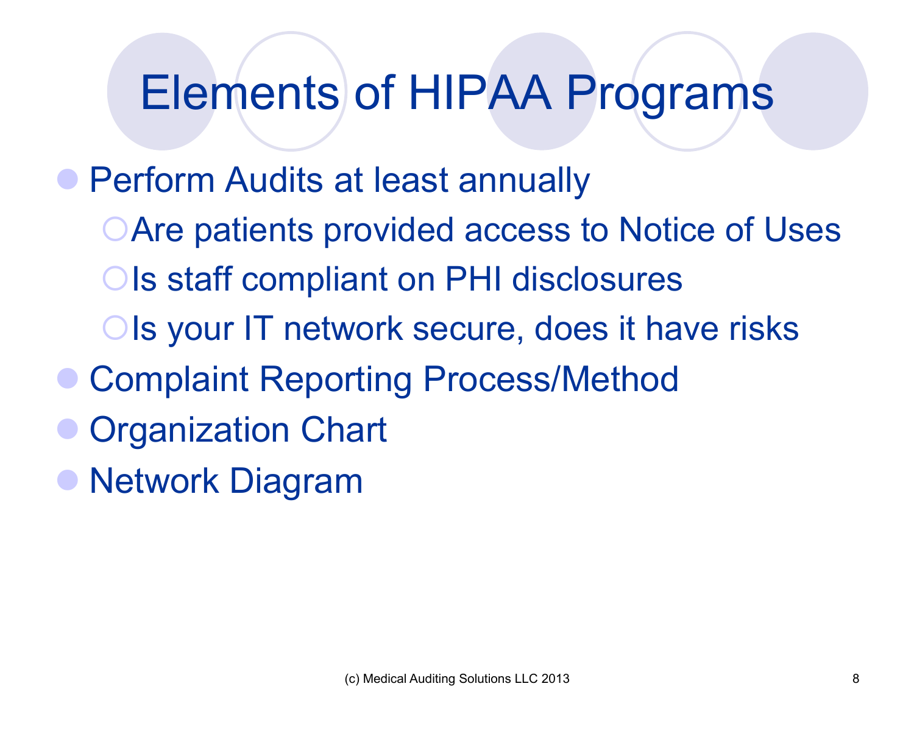# Elements of HIPAA Programs

- Perform Audits at least annually
  - Are patients provided access to Notice of Uses
  - Is staff compliant on PHI disclosures
  - Is your IT network secure, does it have risks
- Complaint Reporting Process/Method
- Organization Chart
- Network Diagram

(c) Medical Auditing Solutions LLC 2013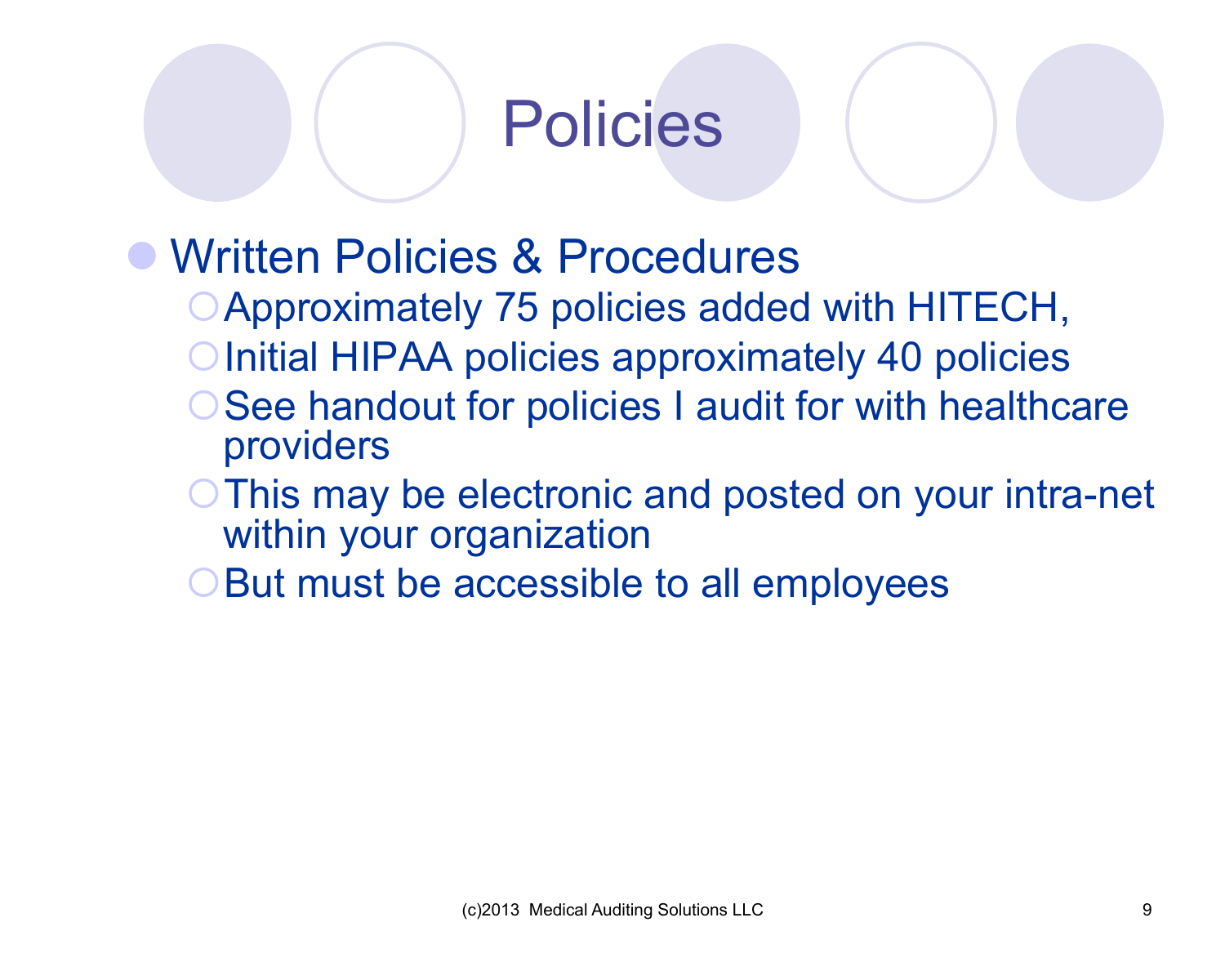# Policies

- Written Policies & Procedures
  - Approximately 75 policies added with HITECH,
  - Initial HIPAA policies approximately 40 policies
  - See handout for policies I audit for with healthcare providers
  - This may be electronic and posted on your intra-net within your organization
  - But must be accessible to all employees

(c)2013 Medical Auditing Solutions LLC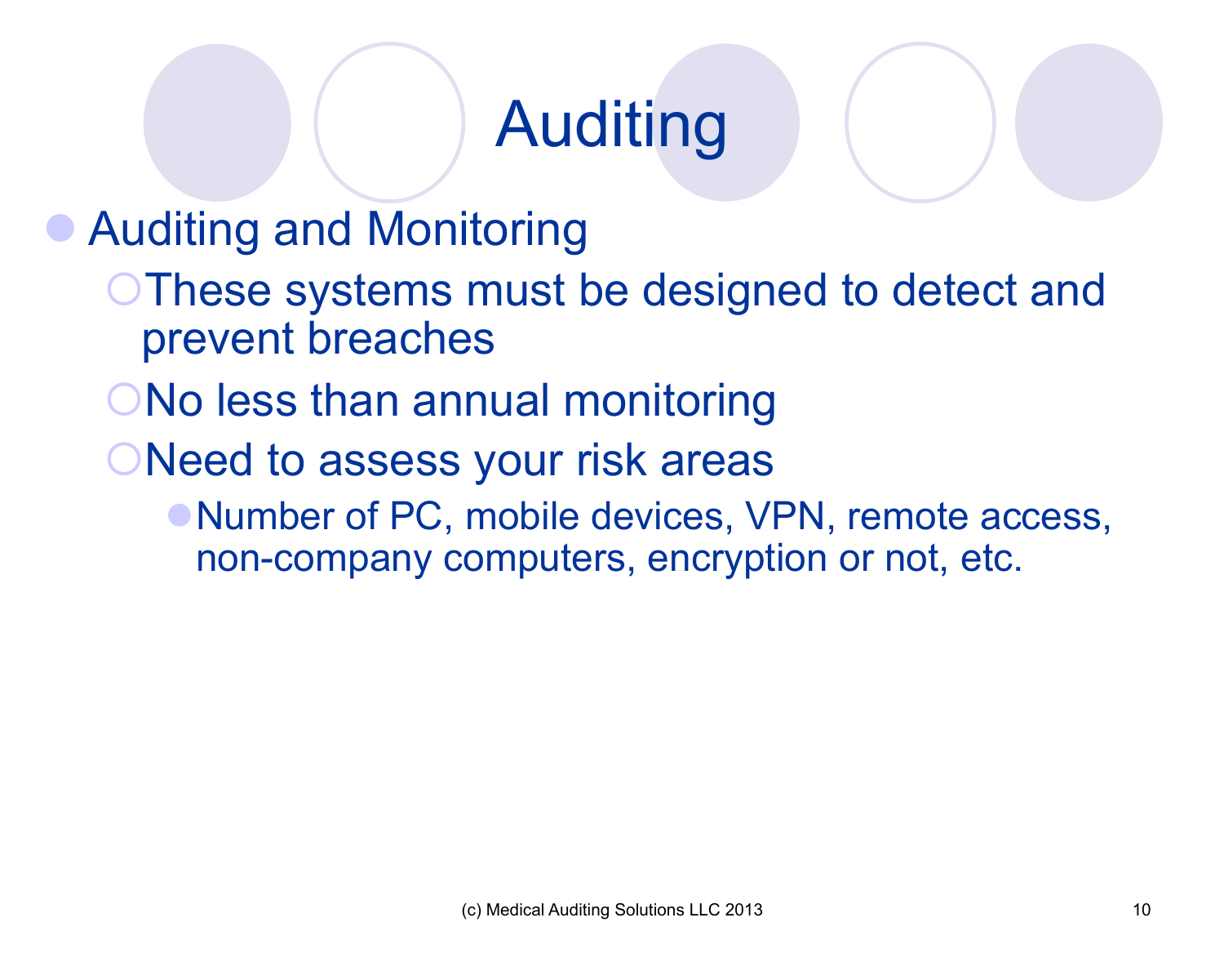# Auditing

- Auditing and Monitoring
  - These systems must be designed to detect and prevent breaches
  - No less than annual monitoring
  - Need to assess your risk areas
    - Number of PC, mobile devices, VPN, remote access, non-company computers, encryption or not, etc.

(c) Medical Auditing Solutions LLC 2013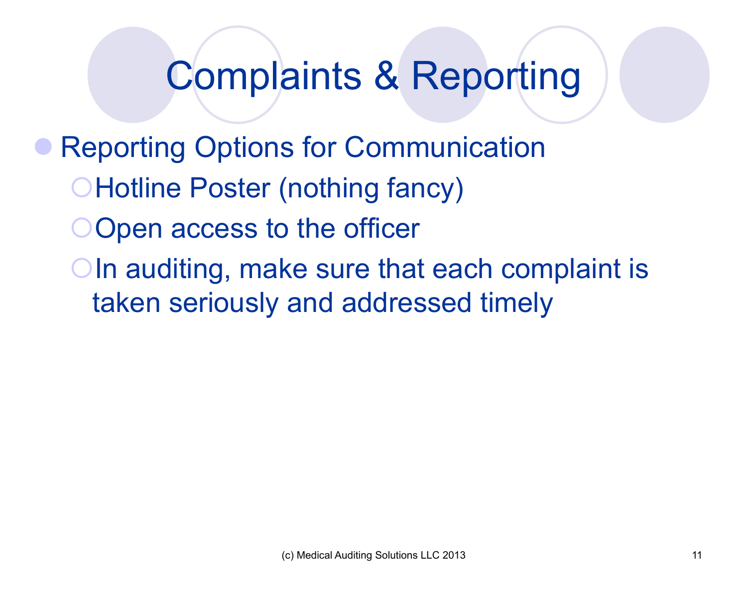# Complaints & Reporting

- Reporting Options for Communication
  - Hotline Poster (nothing fancy)
  - Open access to the officer
  - In auditing, make sure that each complaint is taken seriously and addressed timely

(c) Medical Auditing Solutions LLC 2013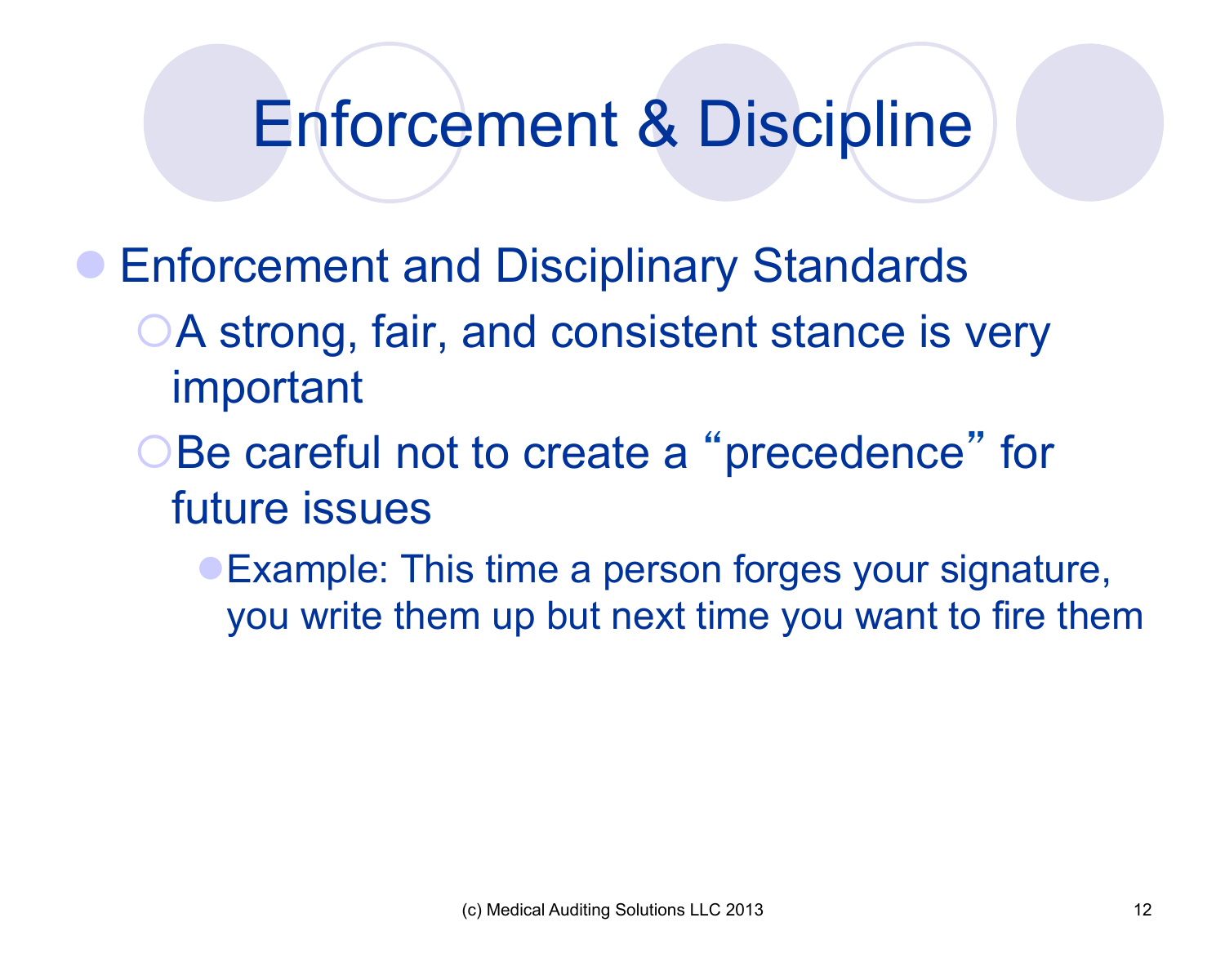# Enforcement & Discipline

- Enforcement and Disciplinary Standards
  - A strong, fair, and consistent stance is very important
  - Be careful not to create a "precedence" for future issues
    - Example: This time a person forges your signature, you write them up but next time you want to fire them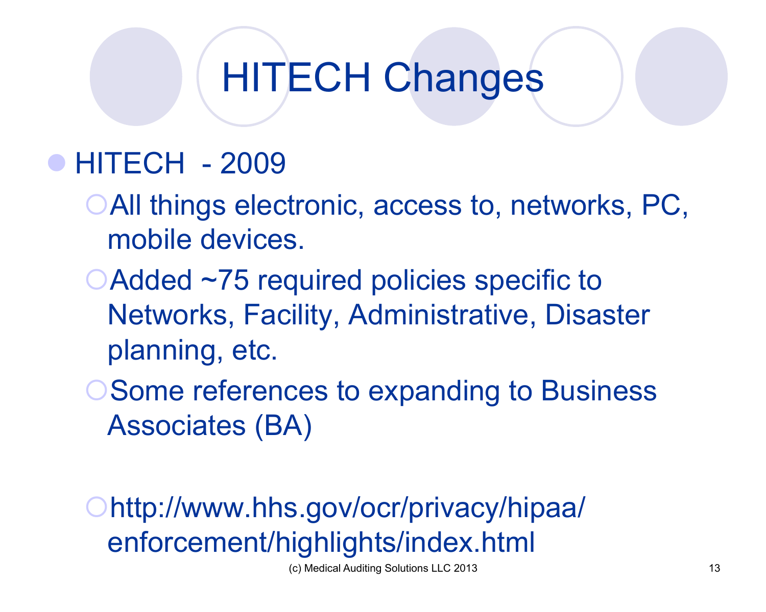# HITECH Changes

- HITECH - 2009
  - All things electronic, access to, networks, PC, mobile devices.
  - Added ~75 required policies specific to Networks, Facility, Administrative, Disaster planning, etc.
  - Some references to expanding to Business Associates (BA)
  - http://www.hhs.gov/ocr/privacy/hipaa/enforcement/highlights/index.html

(c) Medical Auditing Solutions LLC 2013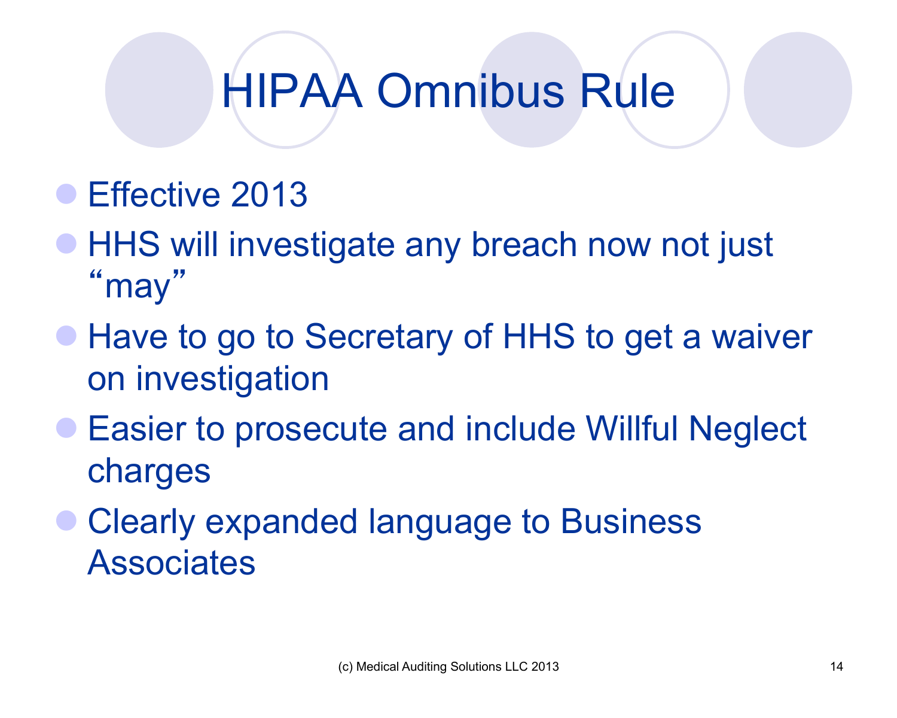# HIPAA Omnibus Rule

- Effective 2013
- HHS will investigate any breach now not just "may"
- Have to go to Secretary of HHS to get a waiver on investigation
- Easier to prosecute and include Willful Neglect charges
- Clearly expanded language to Business Associates

(c) Medical Auditing Solutions LLC 2013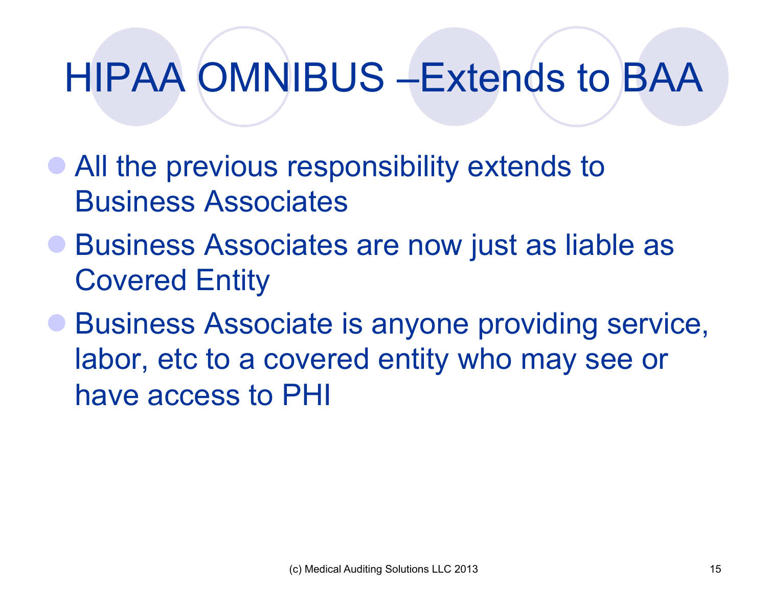# HIPAA OMNIBUS –Extends to BAA

- All the previous responsibility extends to Business Associates
- Business Associates are now just as liable as Covered Entity
- Business Associate is anyone providing service, labor, etc to a covered entity who may see or have access to PHI

(c) Medical Auditing Solutions LLC 2013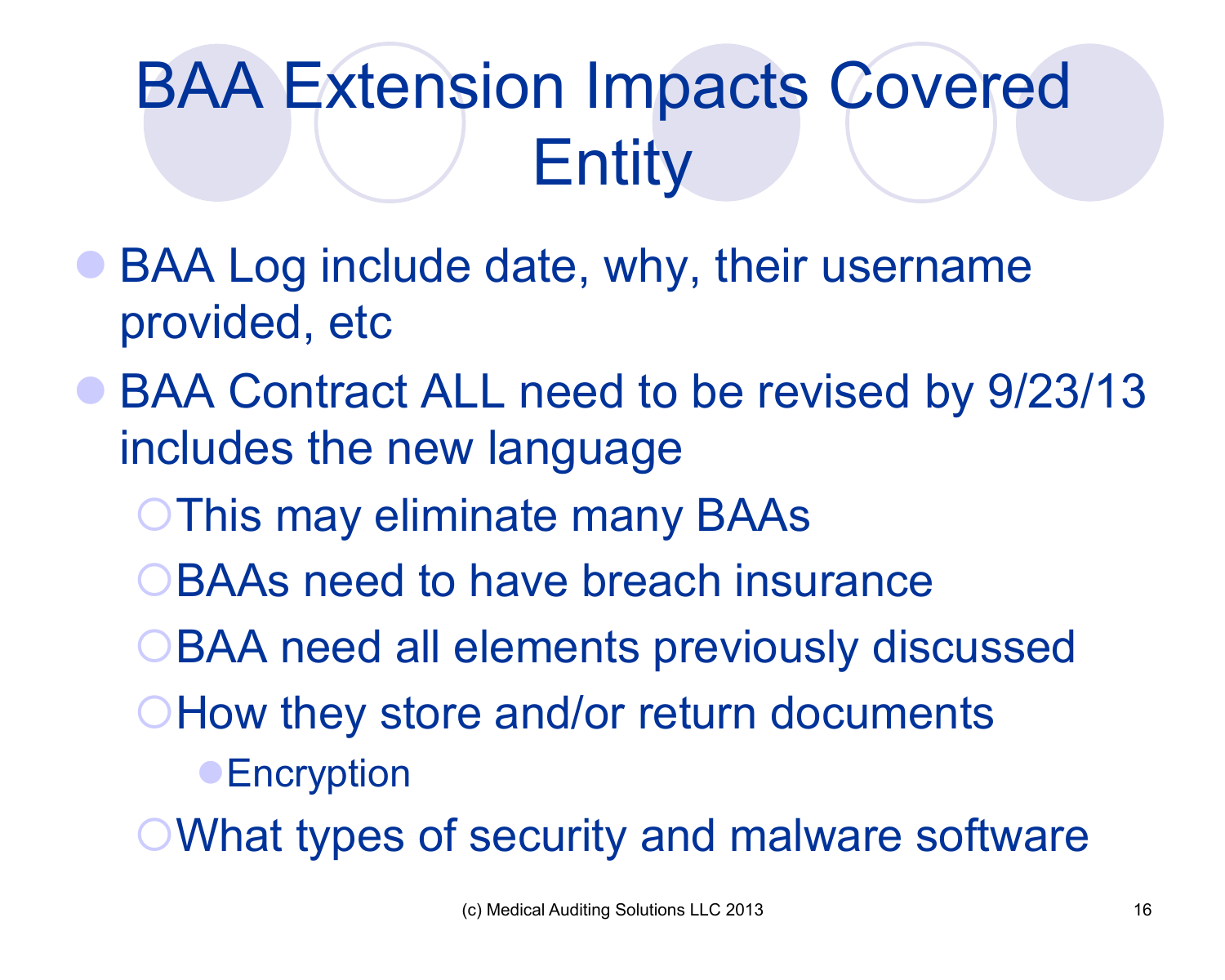# BAA Extension Impacts Covered Entity

- BAA Log include date, why, their username provided, etc
- BAA Contract ALL need to be revised by 9/23/13 includes the new language
  - This may eliminate many BAAs
  - BAAs need to have breach insurance
  - BAA need all elements previously discussed
  - How they store and/or return documents
    - Encryption
  - What types of security and malware software

(c) Medical Auditing Solutions LLC 2013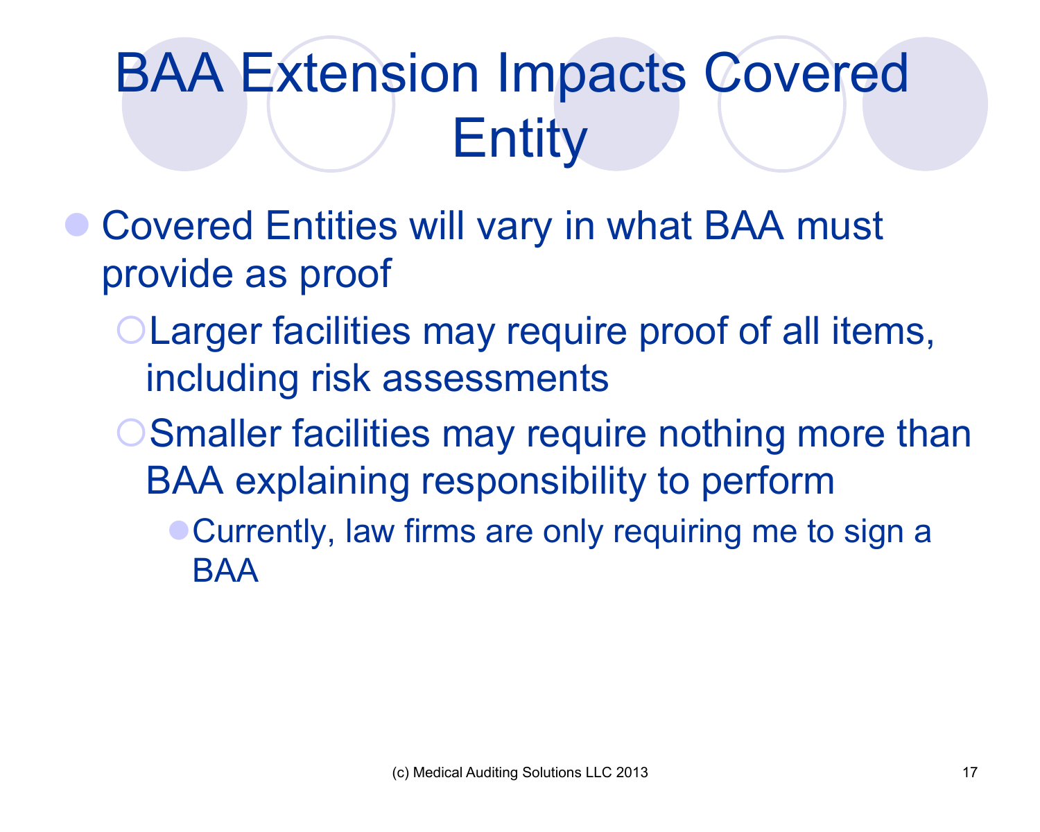# BAA Extension Impacts Covered Entity

- Covered Entities will vary in what BAA must provide as proof
  - Larger facilities may require proof of all items, including risk assessments
  - Smaller facilities may require nothing more than BAA explaining responsibility to perform
    - Currently, law firms are only requiring me to sign a BAA

(c) Medical Auditing Solutions LLC 2013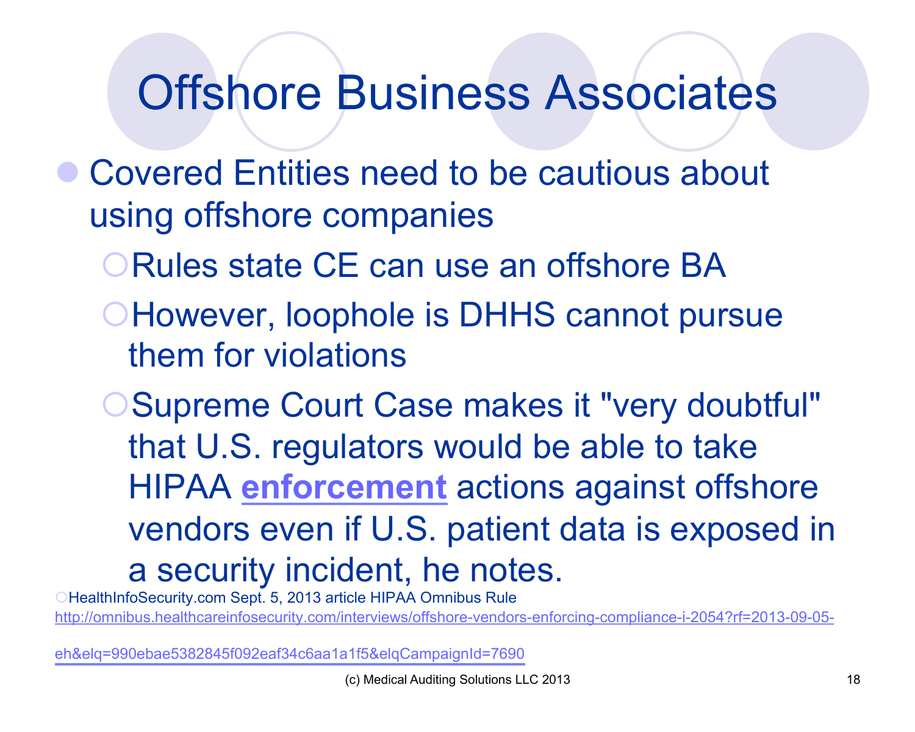# Offshore Business Associates

- Covered Entities need to be cautious about using offshore companies
  - Rules state CE can use an offshore BA
  - However, loophole is DHHS cannot pursue them for violations
  - Supreme Court Case makes it "very doubtful" that U.S. regulators would be able to take HIPAA **enforcement** actions against offshore vendors even if U.S. patient data is exposed in a security incident, he notes.

- HealthInfoSecurity.com Sept. 5, 2013 article HIPAA Omnibus Rule http://omnibus.healthcareinfosecurity.com/interviews/offshore-vendors-enforcing-compliance-i-2054?rf=2013-09-05-eh&elq=990ebae5382845f092eaf34c6aa1a1f5&elqCampaignId=7690

(c) Medical Auditing Solutions LLC 2013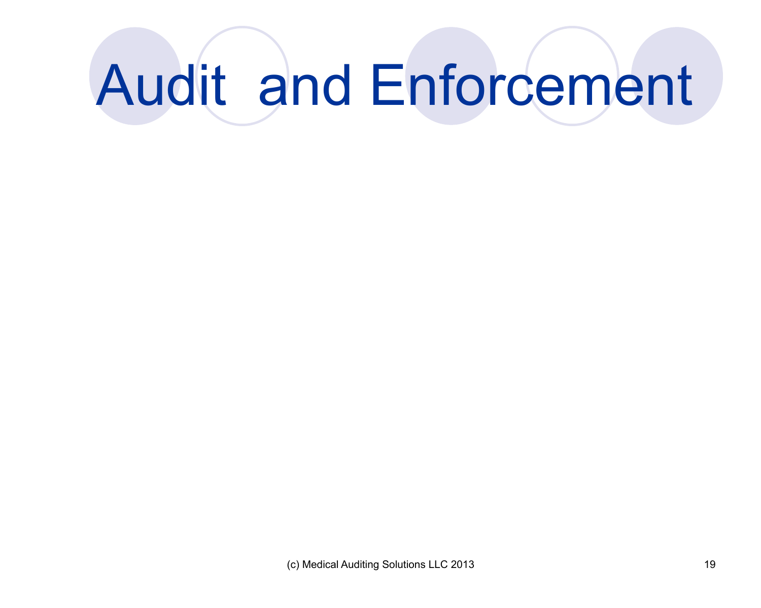# Audit and Enforcement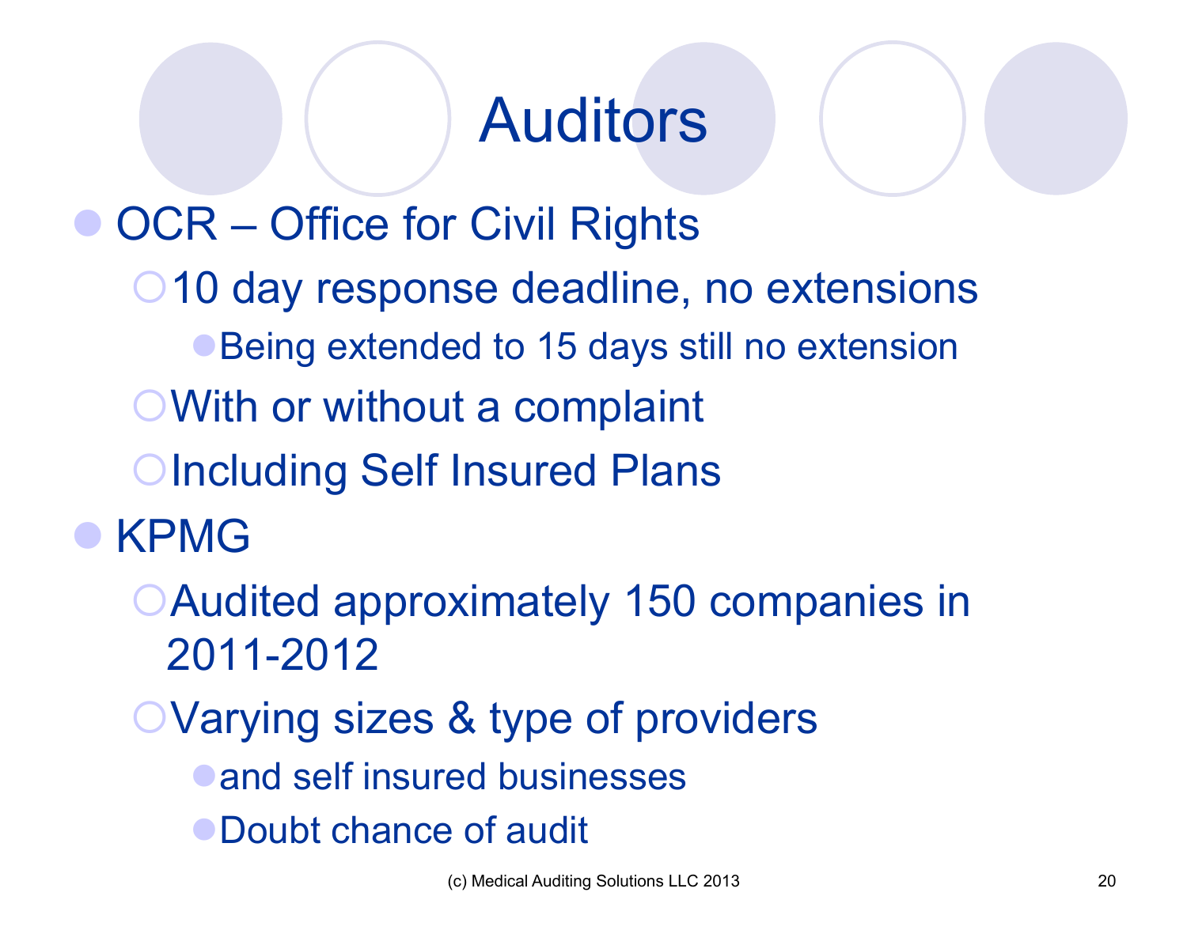# Auditors

- OCR – Office for Civil Rights
  - 10 day response deadline, no extensions
    - Being extended to 15 days still no extension
  - With or without a complaint
  - Including Self Insured Plans
- KPMG
  - Audited approximately 150 companies in 2011-2012
  - Varying sizes & type of providers
    - and self insured businesses
    - Doubt chance of audit

(c) Medical Auditing Solutions LLC 2013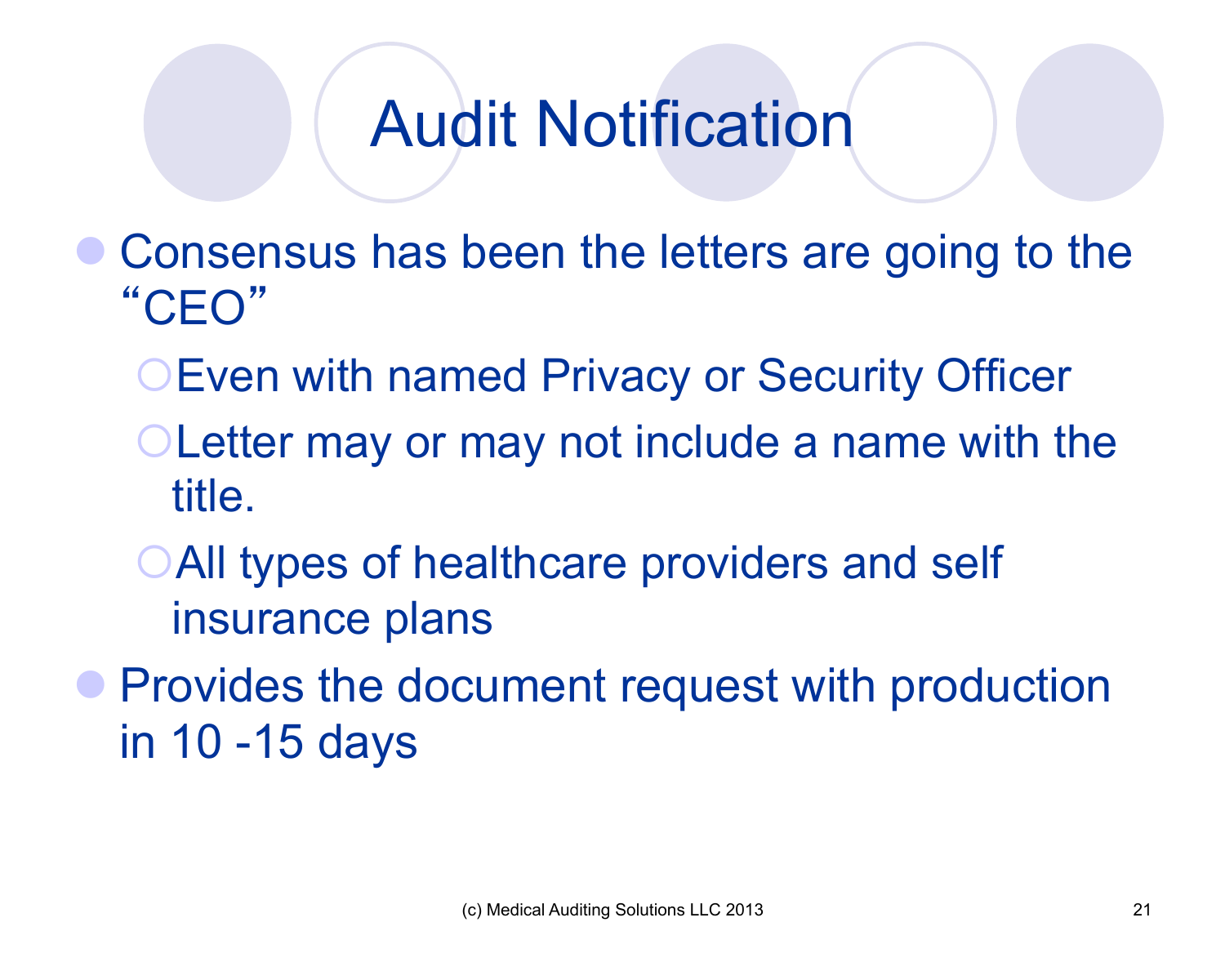# Audit Notification

- Consensus has been the letters are going to the "CEO"
  - Even with named Privacy or Security Officer
  - Letter may or may not include a name with the title.
  - All types of healthcare providers and self insurance plans
- Provides the document request with production in 10 -15 days

(c) Medical Auditing Solutions LLC 2013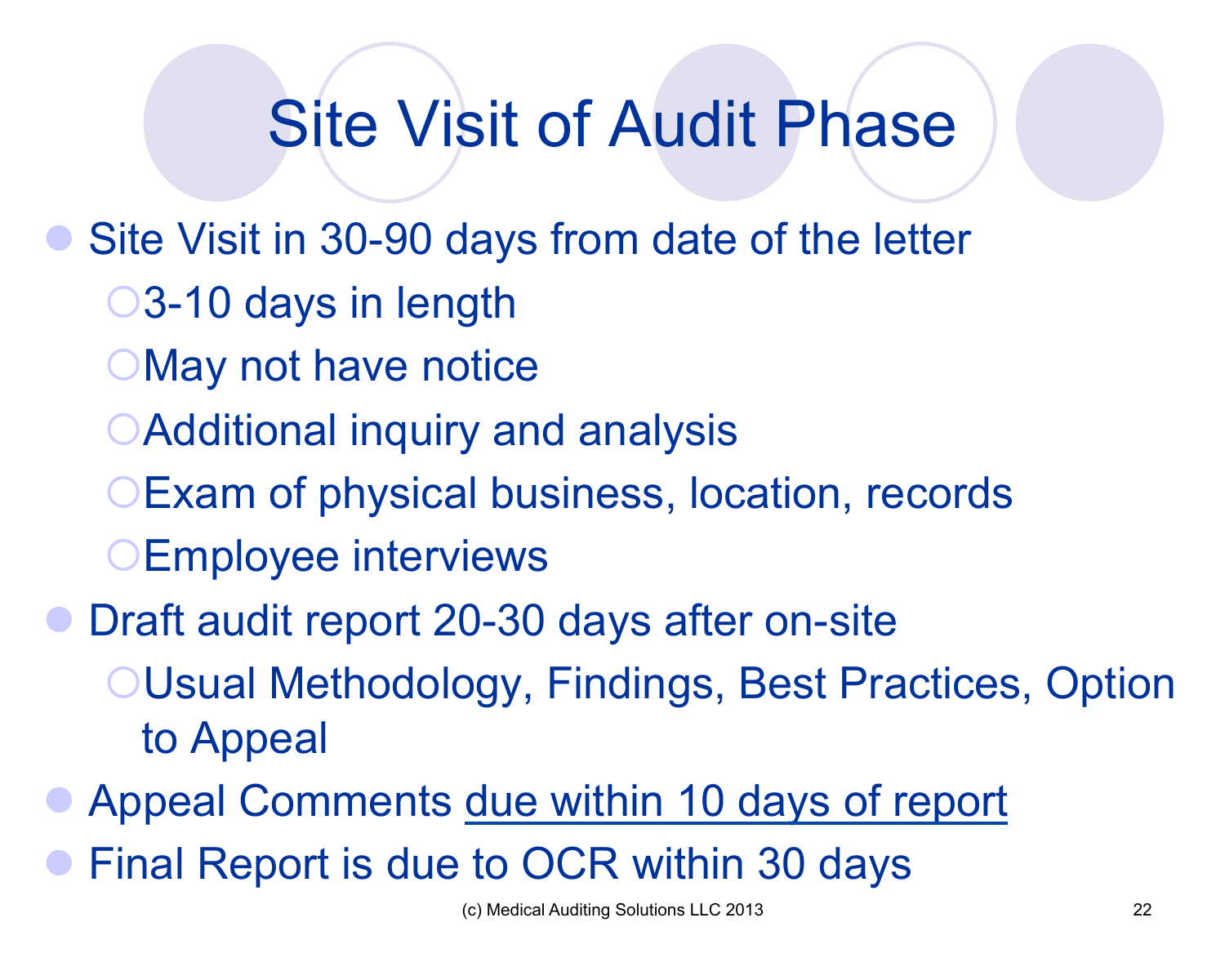# Site Visit of Audit Phase

- Site Visit in 30-90 days from date of the letter
  - 3-10 days in length
  - May not have notice
  - Additional inquiry and analysis
  - Exam of physical business, location, records
  - Employee interviews
- Draft audit report 20-30 days after on-site
  - Usual Methodology, Findings, Best Practices, Option to Appeal
- Appeal Comments <u>due within 10 days of report</u>
- Final Report is due to OCR within 30 days

(c) Medical Auditing Solutions LLC 2013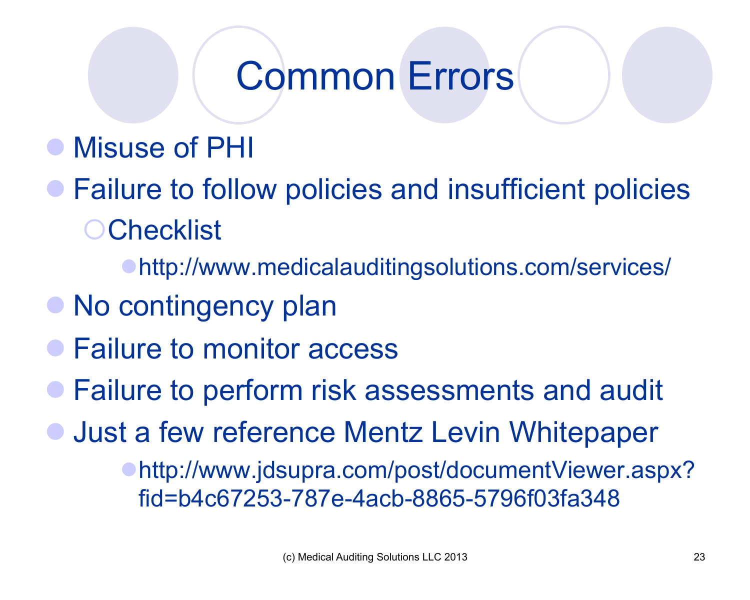# Common Errors

- Misuse of PHI
- Failure to follow policies and insufficient policies
  - Checklist
    - http://www.medicalauditingsolutions.com/services/
- No contingency plan
- Failure to monitor access
- Failure to perform risk assessments and audit
- Just a few reference Mentz Levin Whitepaper
  - http://www.jdsupra.com/post/documentViewer.aspx?fid=b4c67253-787e-4acb-8865-5796f03fa348

(c) Medical Auditing Solutions LLC 2013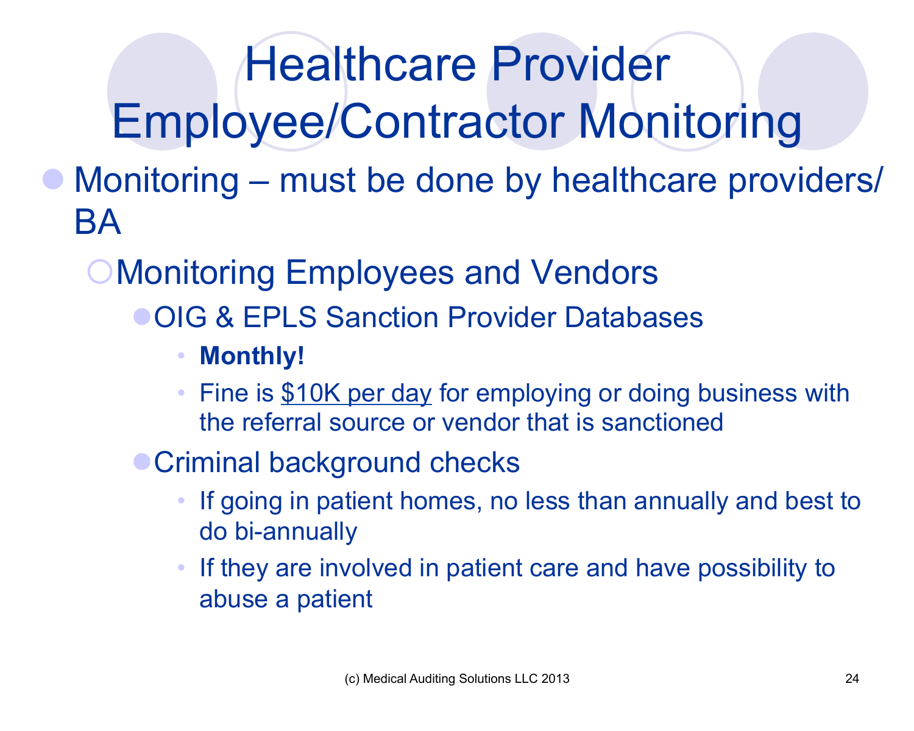# Healthcare Provider Employee/Contractor Monitoring

- Monitoring – must be done by healthcare providers/ BA
  - Monitoring Employees and Vendors
    - OIG & EPLS Sanction Provider Databases
      - **Monthly!**
      - Fine is $10K per day for employing or doing business with the referral source or vendor that is sanctioned
    - Criminal background checks
      - If going in patient homes, no less than annually and best to do bi-annually
      - If they are involved in patient care and have possibility to abuse a patient

(c) Medical Auditing Solutions LLC 2013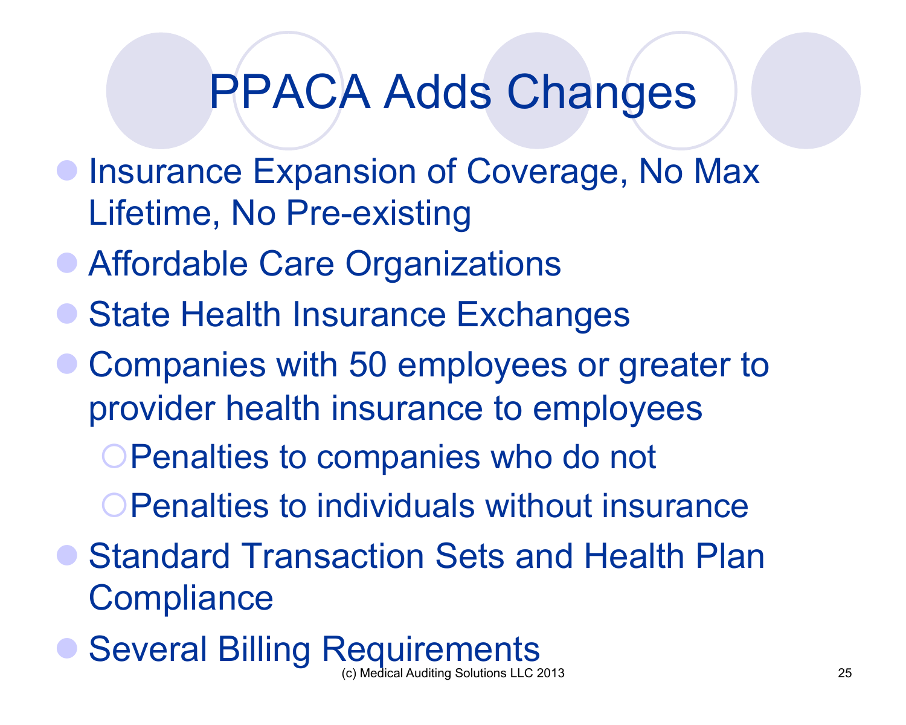# PPACA Adds Changes

- Insurance Expansion of Coverage, No Max Lifetime, No Pre-existing
- Affordable Care Organizations
- State Health Insurance Exchanges
- Companies with 50 employees or greater to provider health insurance to employees
  - Penalties to companies who do not
  - Penalties to individuals without insurance
- Standard Transaction Sets and Health Plan Compliance
- Several Billing Requirements

(c) Medical Auditing Solutions LLC 2013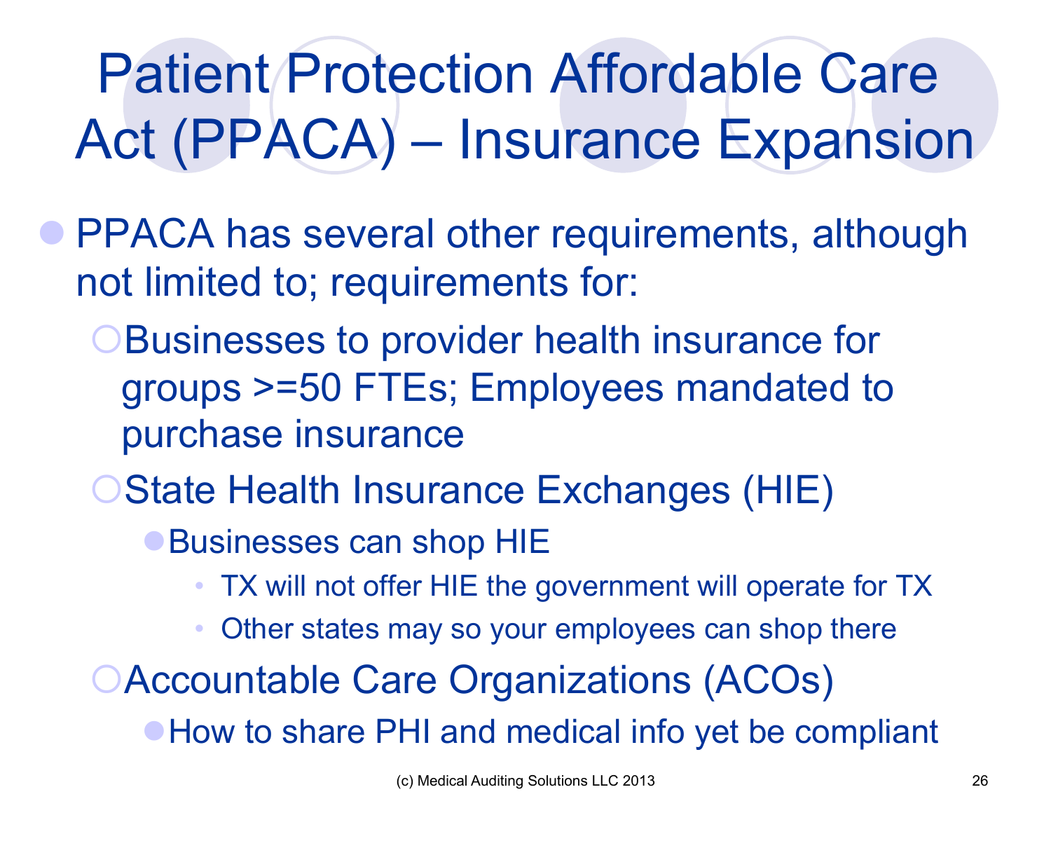# Patient Protection Affordable Care Act (PPACA) – Insurance Expansion

- PPACA has several other requirements, although not limited to; requirements for:
  - Businesses to provider health insurance for groups >=50 FTEs; Employees mandated to purchase insurance
  - State Health Insurance Exchanges (HIE)
    - Businesses can shop HIE
      - TX will not offer HIE the government will operate for TX
      - Other states may so your employees can shop there
  - Accountable Care Organizations (ACOs)
    - How to share PHI and medical info yet be compliant

(c) Medical Auditing Solutions LLC 2013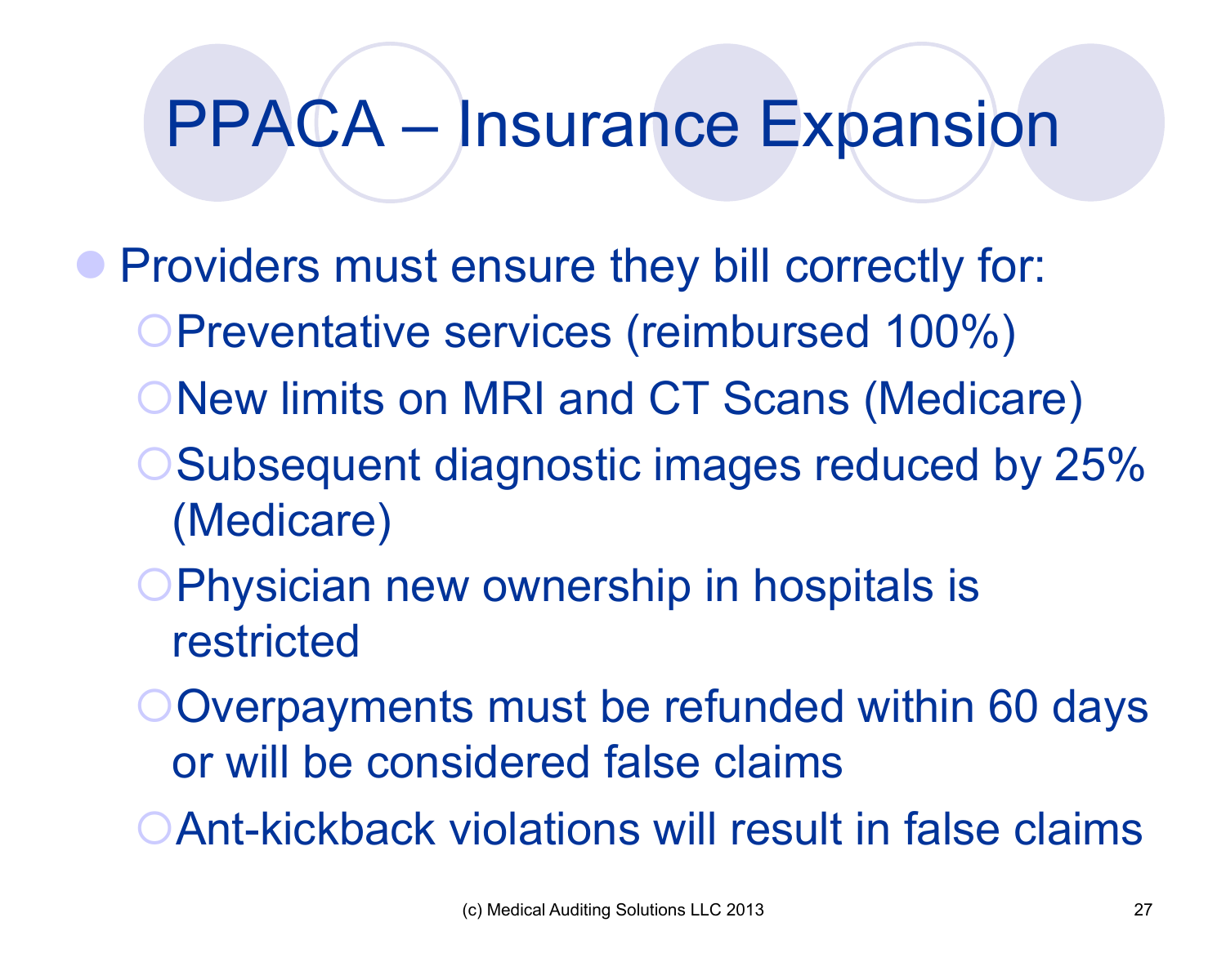# PPACA – Insurance Expansion

- Providers must ensure they bill correctly for:
  - Preventative services (reimbursed 100%)
  - New limits on MRI and CT Scans (Medicare)
  - Subsequent diagnostic images reduced by 25% (Medicare)
  - Physician new ownership in hospitals is restricted
  - Overpayments must be refunded within 60 days or will be considered false claims
  - Ant-kickback violations will result in false claims

(c) Medical Auditing Solutions LLC 2013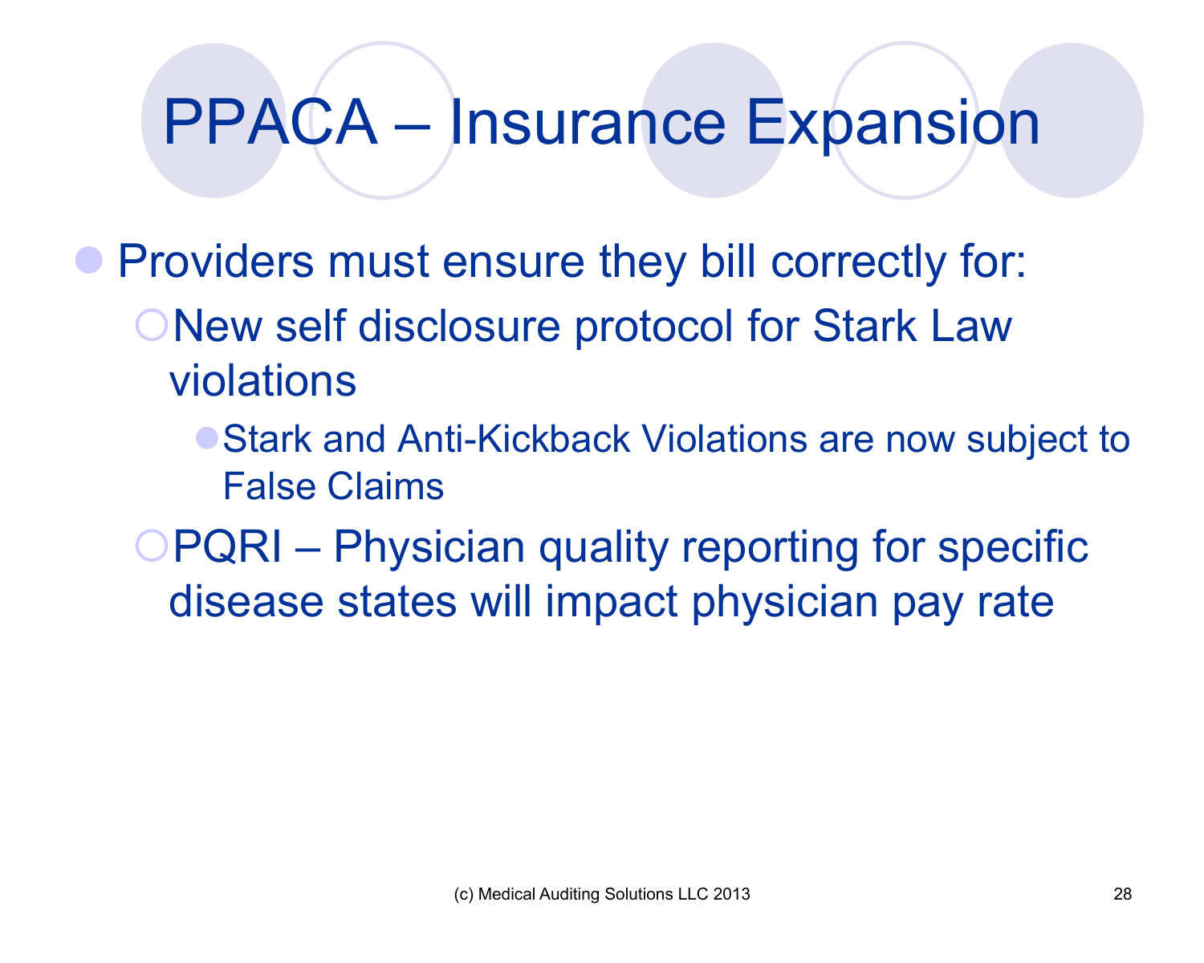# PPACA – Insurance Expansion

- Providers must ensure they bill correctly for:
  - New self disclosure protocol for Stark Law violations
    - Stark and Anti-Kickback Violations are now subject to False Claims
  - PQRI – Physician quality reporting for specific disease states will impact physician pay rate

(c) Medical Auditing Solutions LLC 2013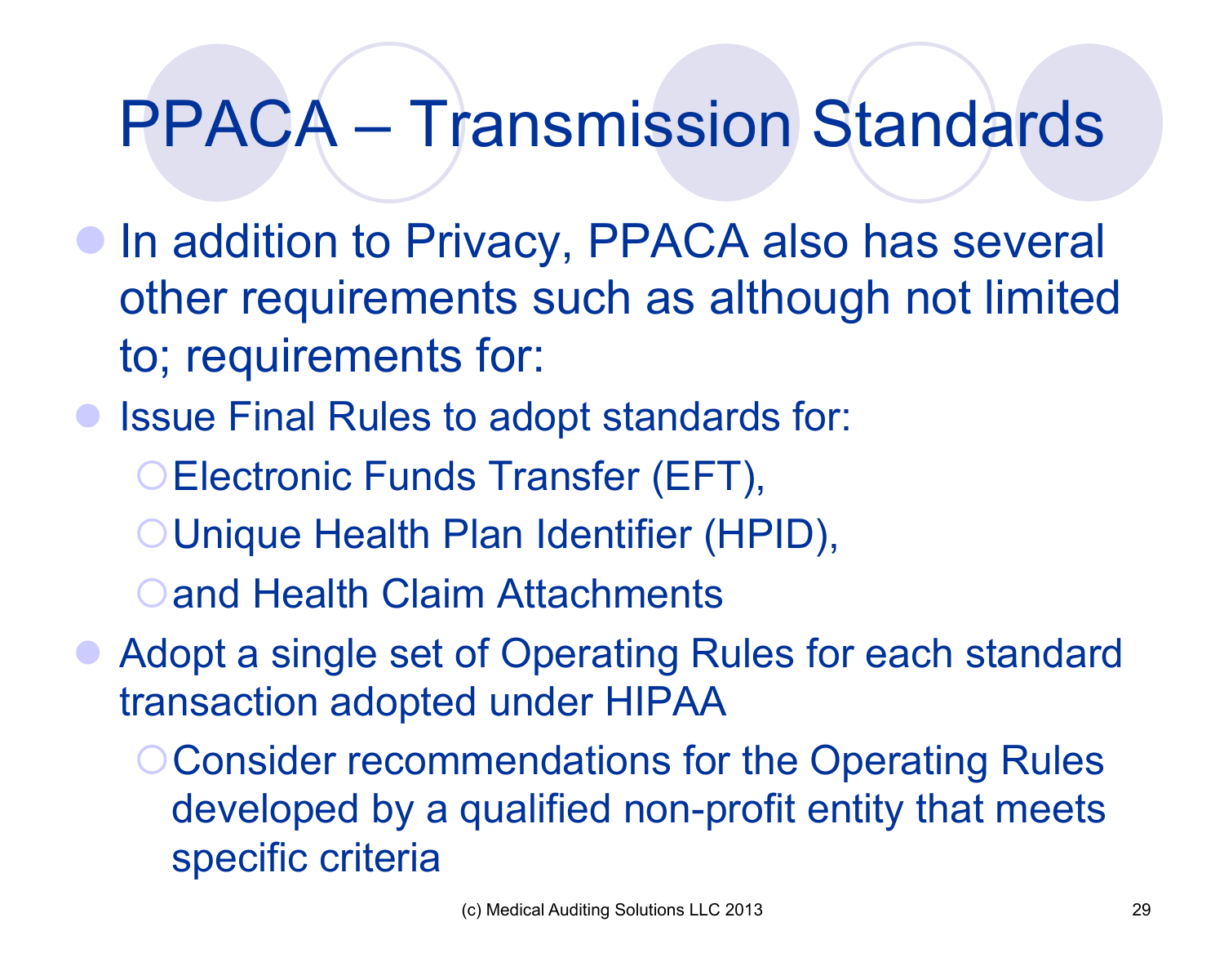# PPACA – Transmission Standards

- In addition to Privacy, PPACA also has several other requirements such as although not limited to; requirements for:
- Issue Final Rules to adopt standards for:
  - Electronic Funds Transfer (EFT),
  - Unique Health Plan Identifier (HPID),
  - and Health Claim Attachments
- Adopt a single set of Operating Rules for each standard transaction adopted under HIPAA
  - Consider recommendations for the Operating Rules developed by a qualified non-profit entity that meets specific criteria

(c) Medical Auditing Solutions LLC 2013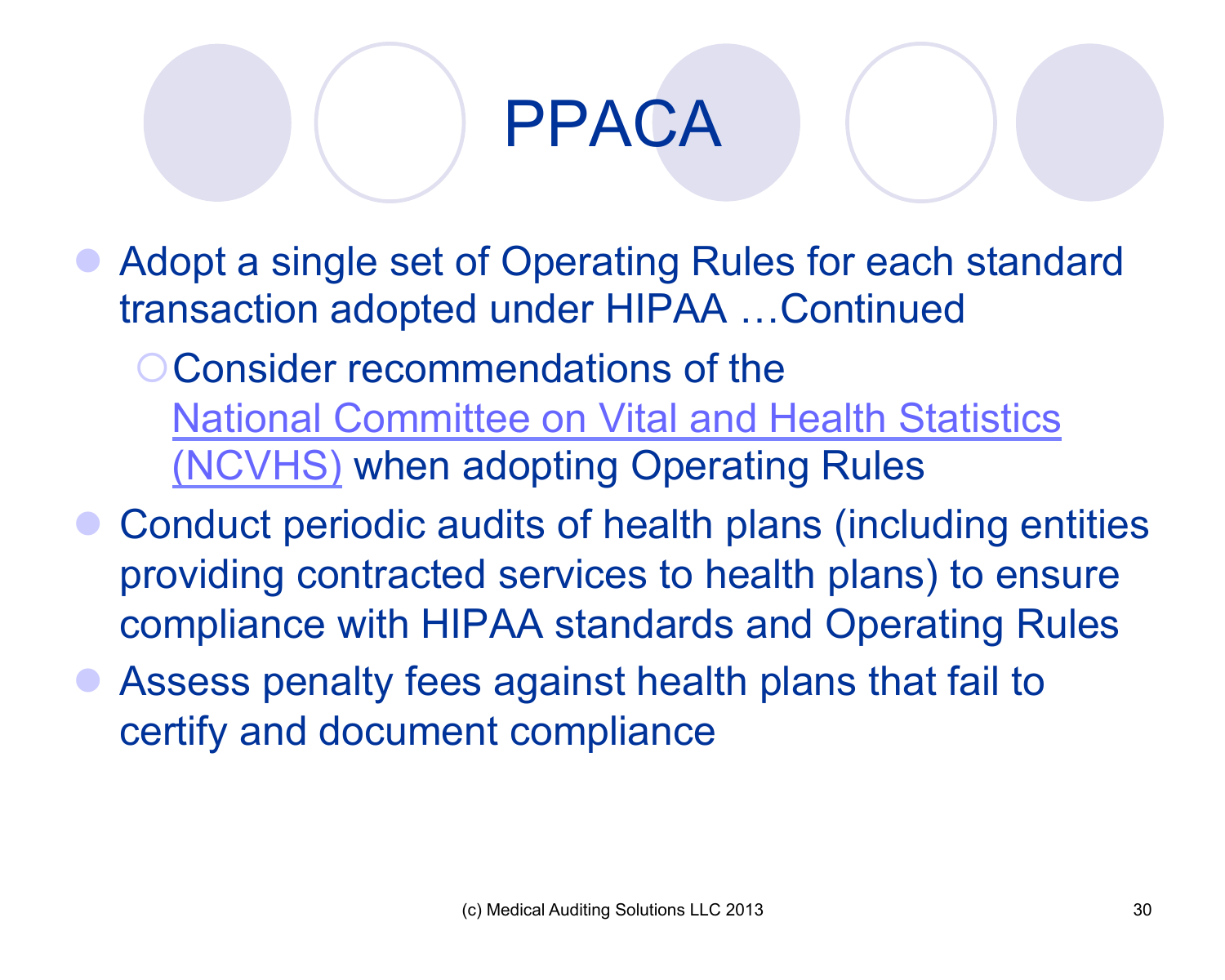# PPACA

- Adopt a single set of Operating Rules for each standard transaction adopted under HIPAA …Continued
  - Consider recommendations of the National Committee on Vital and Health Statistics (NCVHS) when adopting Operating Rules
- Conduct periodic audits of health plans (including entities providing contracted services to health plans) to ensure compliance with HIPAA standards and Operating Rules
- Assess penalty fees against health plans that fail to certify and document compliance

(c) Medical Auditing Solutions LLC 2013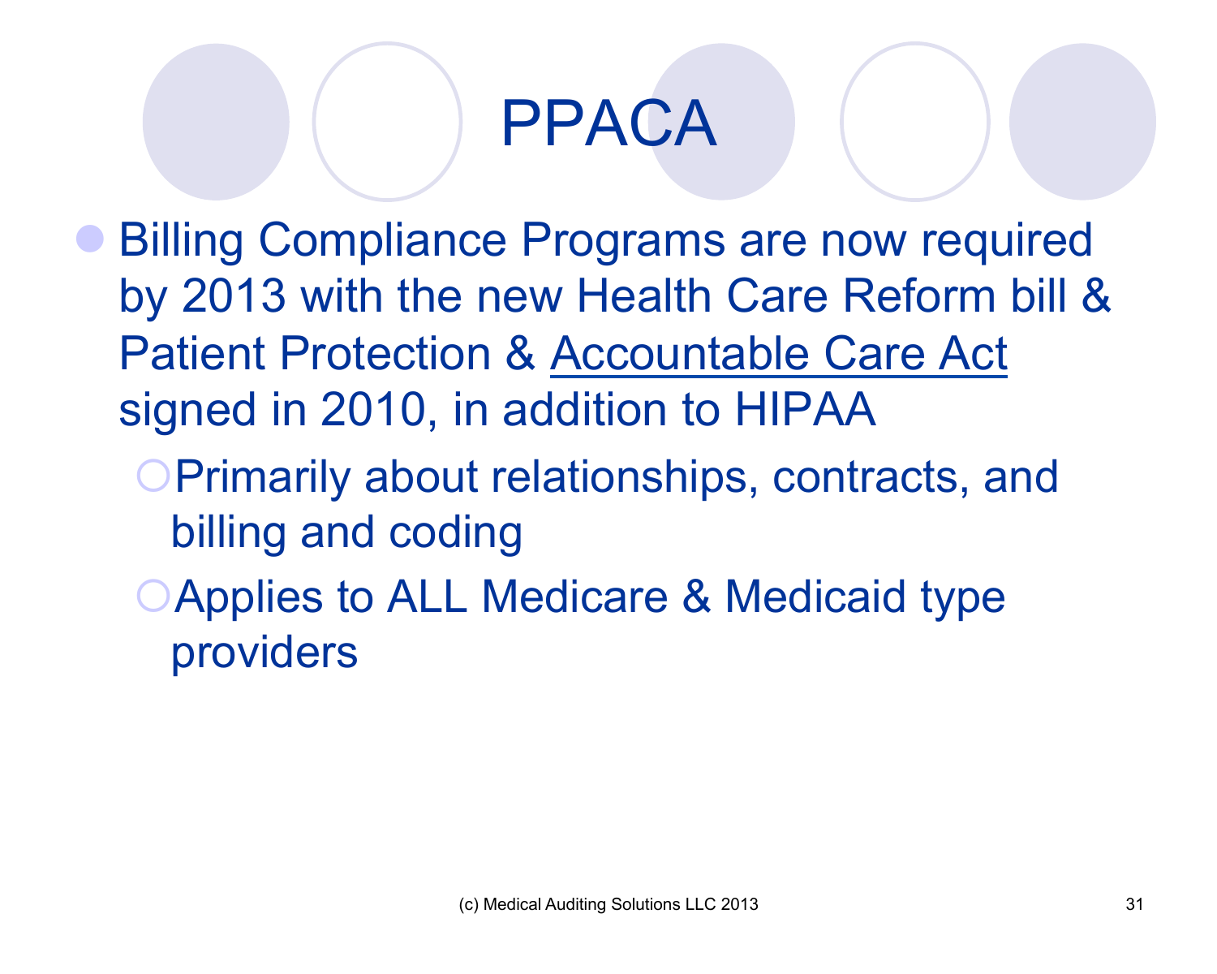# PPACA

- Billing Compliance Programs are now required by 2013 with the new Health Care Reform bill & Patient Protection & <u>Accountable Care Act</u> signed in 2010, in addition to HIPAA
  - Primarily about relationships, contracts, and billing and coding
  - Applies to ALL Medicare & Medicaid type providers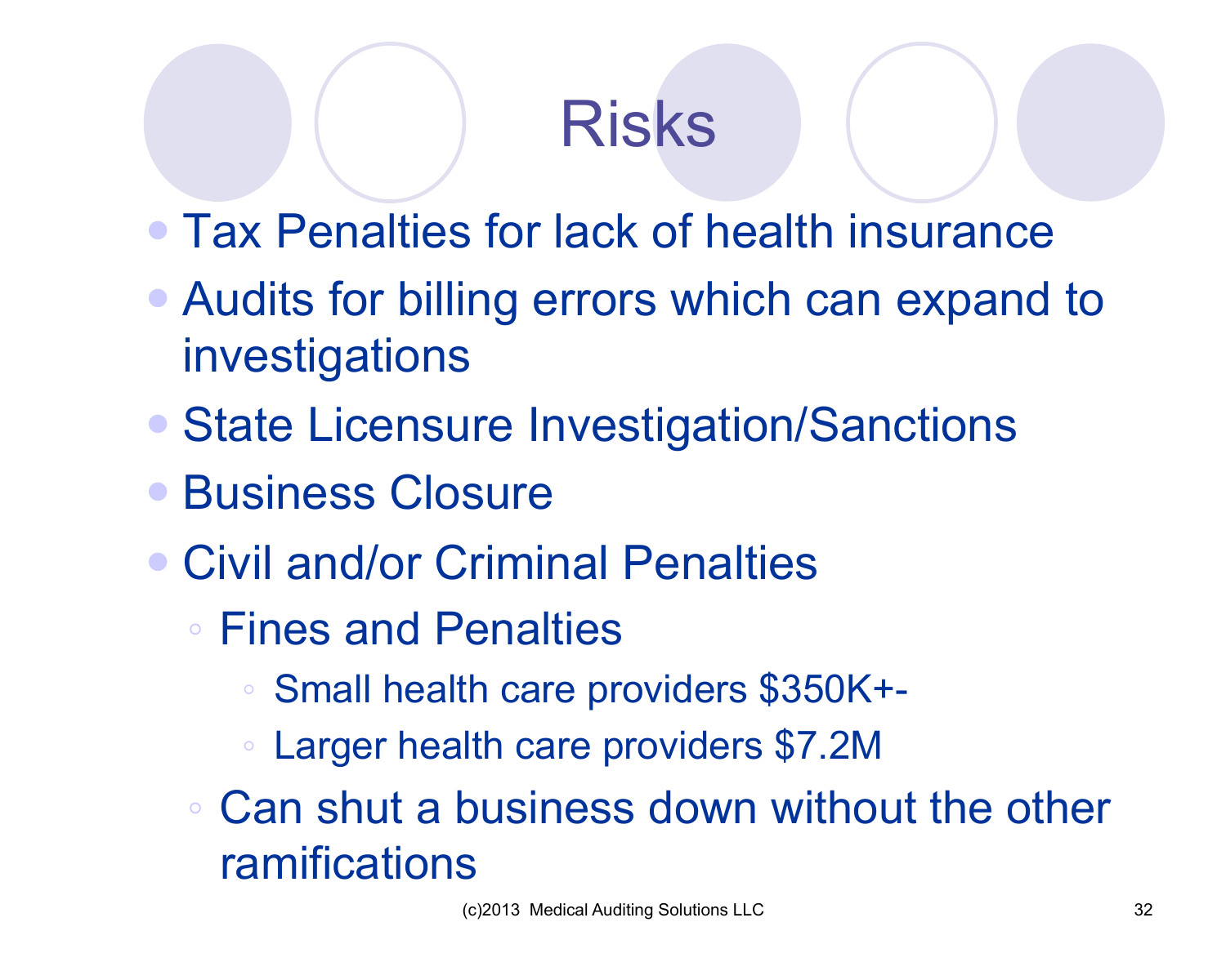# Risks

- Tax Penalties for lack of health insurance
- Audits for billing errors which can expand to investigations
- State Licensure Investigation/Sanctions
- Business Closure
- Civil and/or Criminal Penalties
  - Fines and Penalties
    - Small health care providers $350K+-
    - Larger health care providers $7.2M
  - Can shut a business down without the other ramifications

(c)2013 Medical Auditing Solutions LLC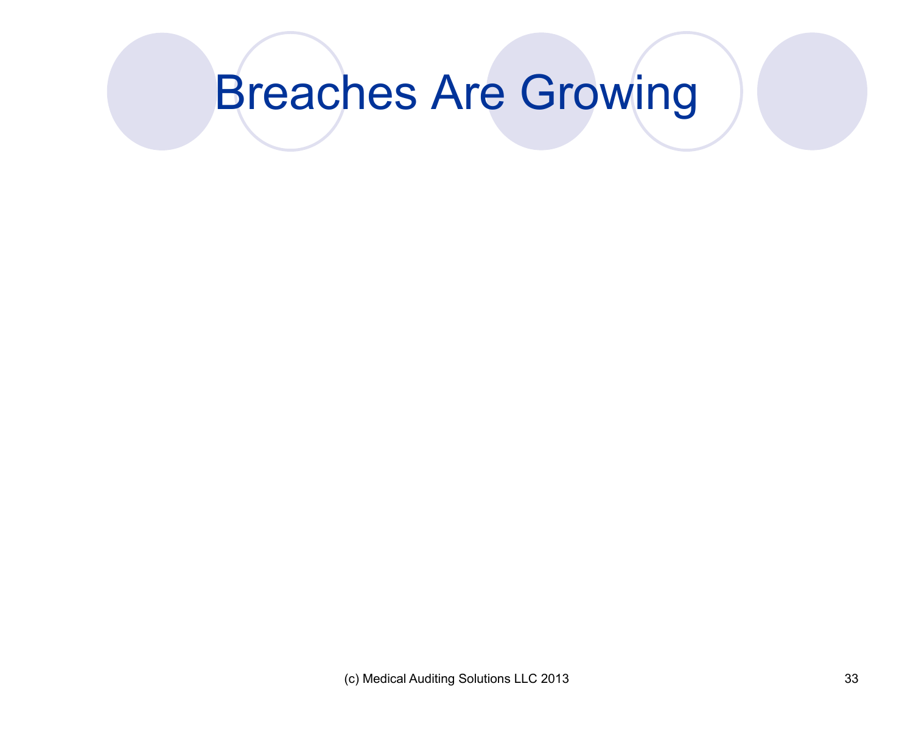# Breaches Are Growing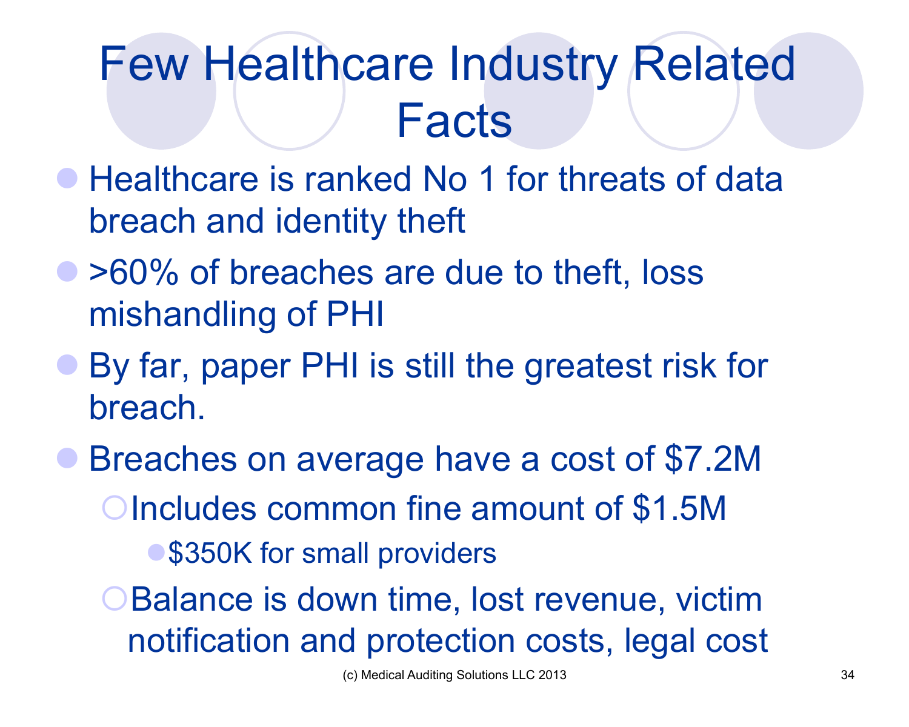# Few Healthcare Industry Related Facts

- Healthcare is ranked No 1 for threats of data breach and identity theft
- >60% of breaches are due to theft, loss mishandling of PHI
- By far, paper PHI is still the greatest risk for breach.
- Breaches on average have a cost of $7.2M
  - Includes common fine amount of $1.5M
    - $350K for small providers
  - Balance is down time, lost revenue, victim notification and protection costs, legal cost

(c) Medical Auditing Solutions LLC 2013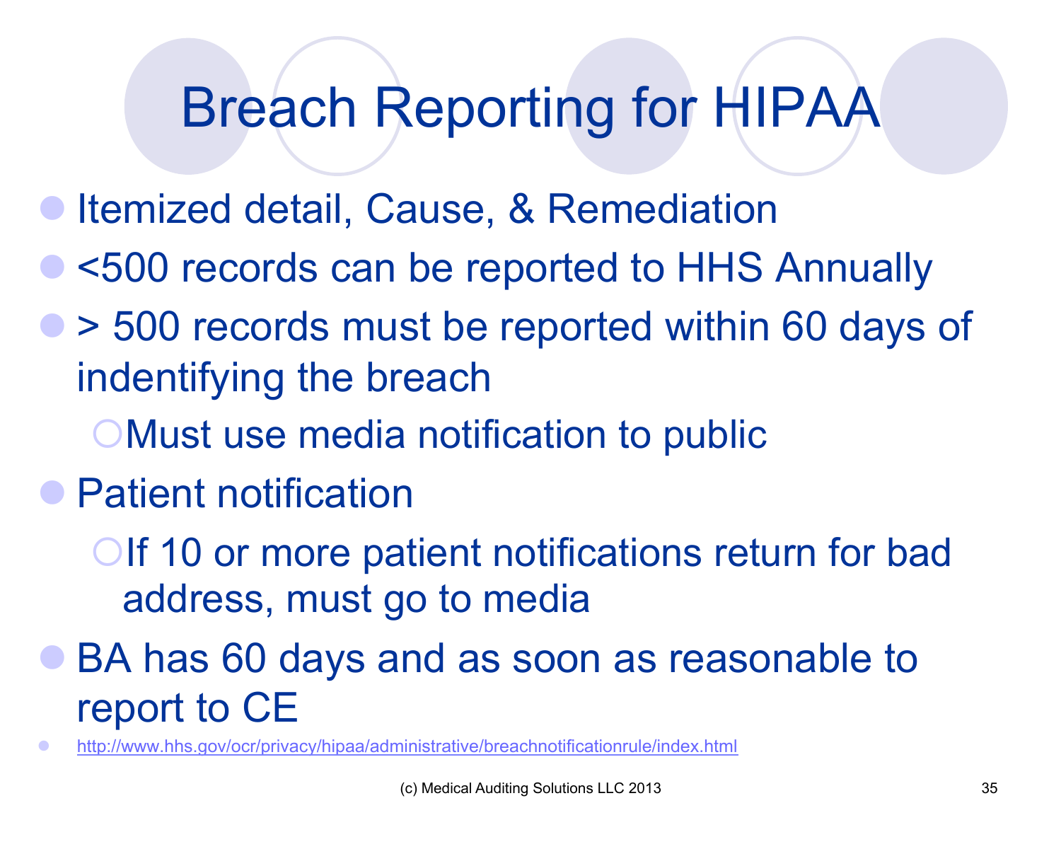# Breach Reporting for HIPAA

- Itemized detail, Cause, & Remediation
- <500 records can be reported to HHS Annually
- > 500 records must be reported within 60 days of indentifying the breach
  - Must use media notification to public
- Patient notification
  - If 10 or more patient notifications return for bad address, must go to media
- BA has 60 days and as soon as reasonable to report to CE
- http://www.hhs.gov/ocr/privacy/hipaa/administrative/breachnotificationrule/index.html

(c) Medical Auditing Solutions LLC 2013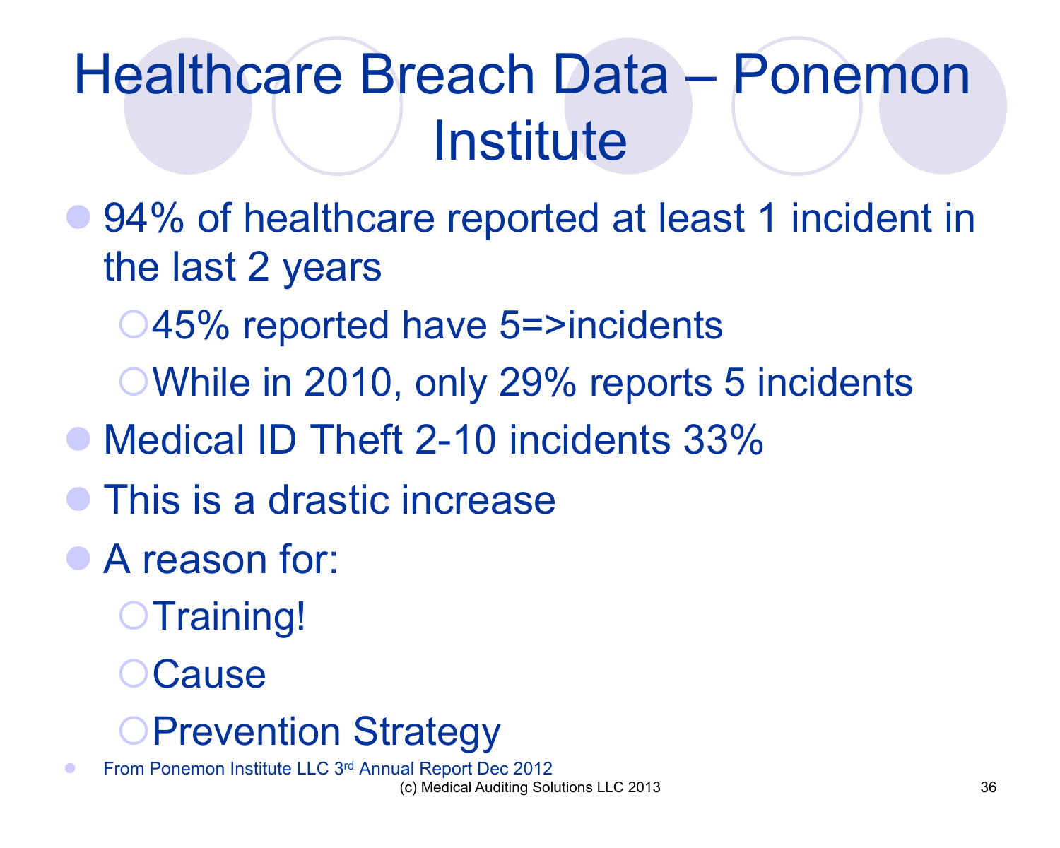# Healthcare Breach Data – Ponemon Institute

- 94% of healthcare reported at least 1 incident in the last 2 years
  - 45% reported have 5=>incidents
  - While in 2010, only 29% reports 5 incidents
- Medical ID Theft 2-10 incidents 33%
- This is a drastic increase
- A reason for:
  - Training!
  - Cause
  - Prevention Strategy

- From Ponemon Institute LLC 3rd Annual Report Dec 2012

(c) Medical Auditing Solutions LLC 2013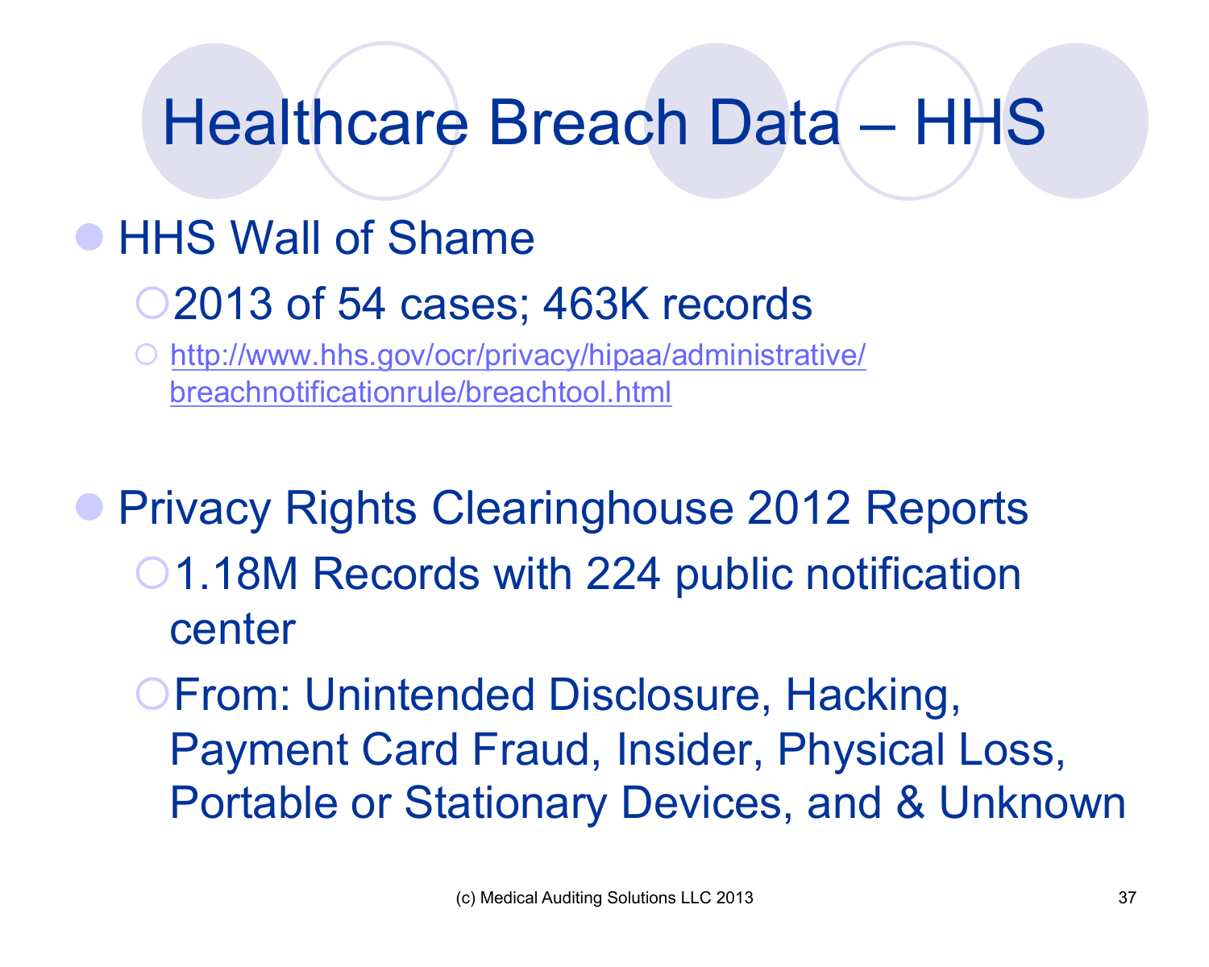# Healthcare Breach Data – HHS

- HHS Wall of Shame
  - 2013 of 54 cases; 463K records
    - [http://www.hhs.gov/ocr/privacy/hipaa/administrative/breachnotificationrule/breachtool.html](http://www.hhs.gov/ocr/privacy/hipaa/administrative/breachnotificationrule/breachtool.html)

- Privacy Rights Clearinghouse 2012 Reports
  - 1.18M Records with 224 public notification center
  - From: Unintended Disclosure, Hacking, Payment Card Fraud, Insider, Physical Loss, Portable or Stationary Devices, and & Unknown

(c) Medical Auditing Solutions LLC 2013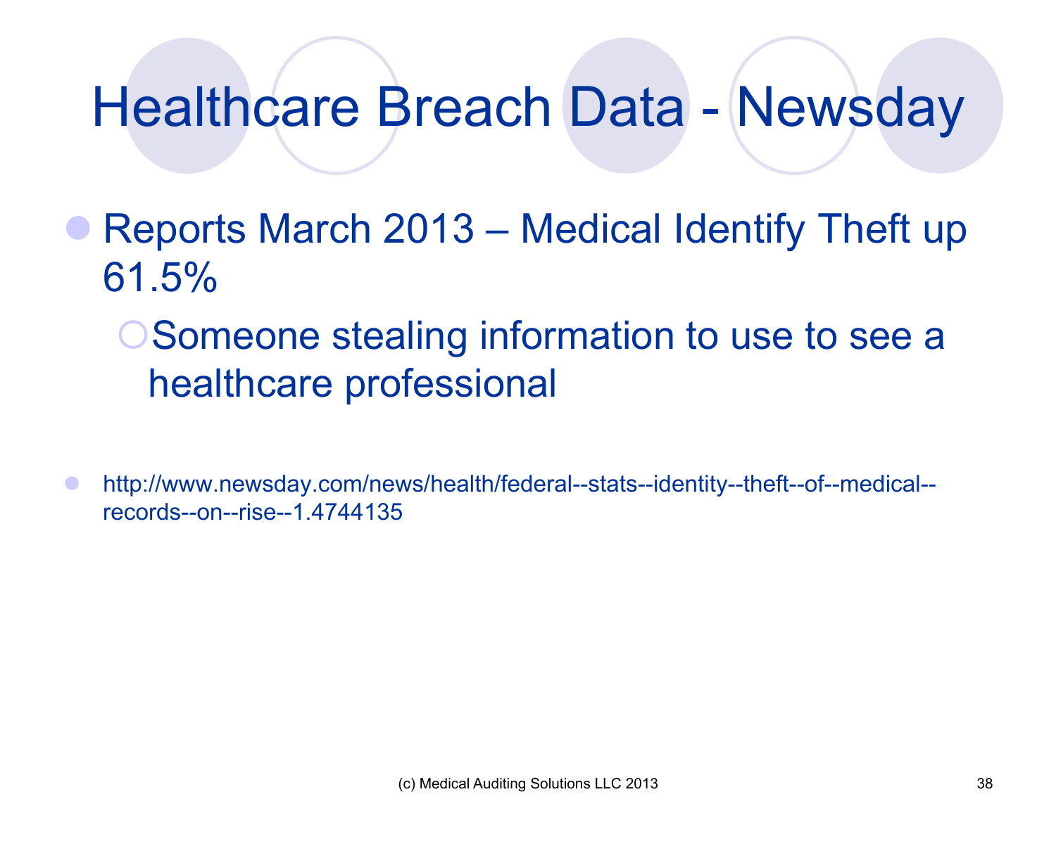# Healthcare Breach Data - Newsday

- Reports March 2013 – Medical Identify Theft up 61.5%
  - Someone stealing information to use to see a healthcare professional

- http://www.newsday.com/news/health/federal--stats--identity--theft--of--medical--records--on--rise--1.4744135

(c) Medical Auditing Solutions LLC 2013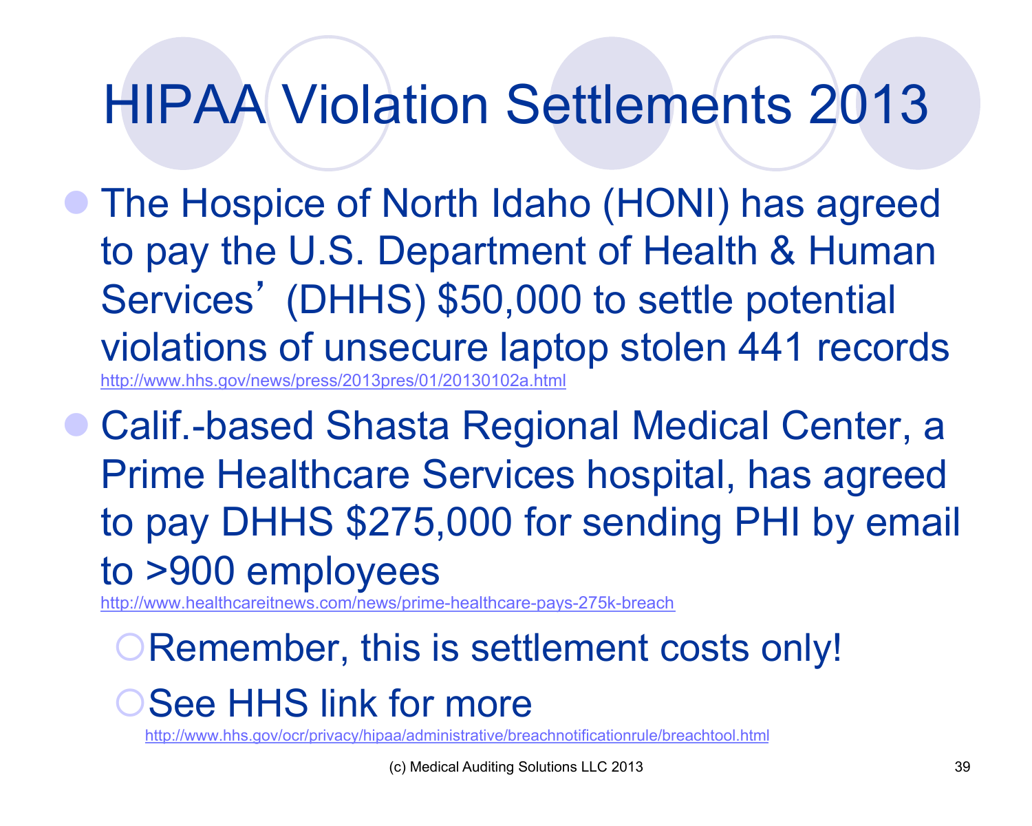# HIPAA Violation Settlements 2013

- The Hospice of North Idaho (HONI) has agreed to pay the U.S. Department of Health & Human Services' (DHHS) $50,000 to settle potential violations of unsecure laptop stolen 441 records
  http://www.hhs.gov/news/press/2013pres/01/20130102a.html
- Calif.-based Shasta Regional Medical Center, a Prime Healthcare Services hospital, has agreed to pay DHHS $275,000 for sending PHI by email to >900 employees
  http://www.healthcareitnews.com/news/prime-healthcare-pays-275k-breach
  - Remember, this is settlement costs only!
  - See HHS link for more
    http://www.hhs.gov/ocr/privacy/hipaa/administrative/breachnotificationrule/breachtool.html

(c) Medical Auditing Solutions LLC 2013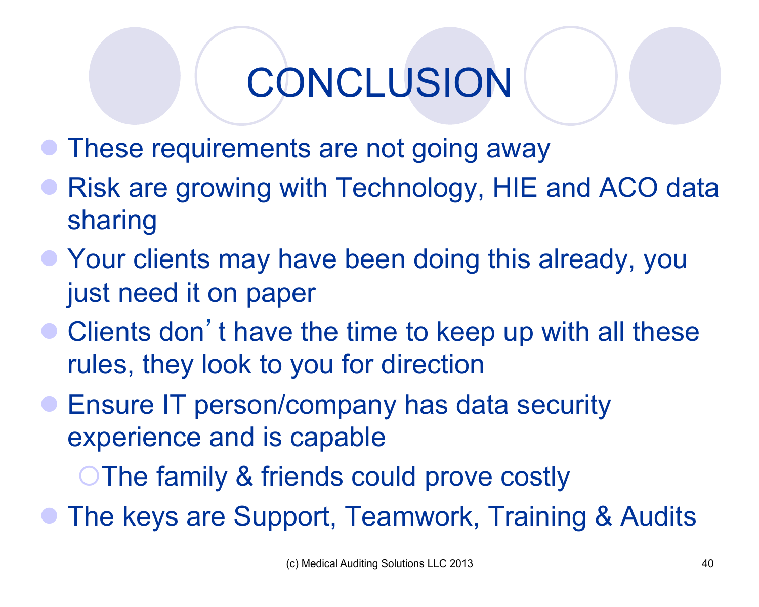# CONCLUSION

- These requirements are not going away
- Risk are growing with Technology, HIE and ACO data sharing
- Your clients may have been doing this already, you just need it on paper
- Clients don't have the time to keep up with all these rules, they look to you for direction
- Ensure IT person/company has data security experience and is capable
  - The family & friends could prove costly
- The keys are Support, Teamwork, Training & Audits

(c) Medical Auditing Solutions LLC 2013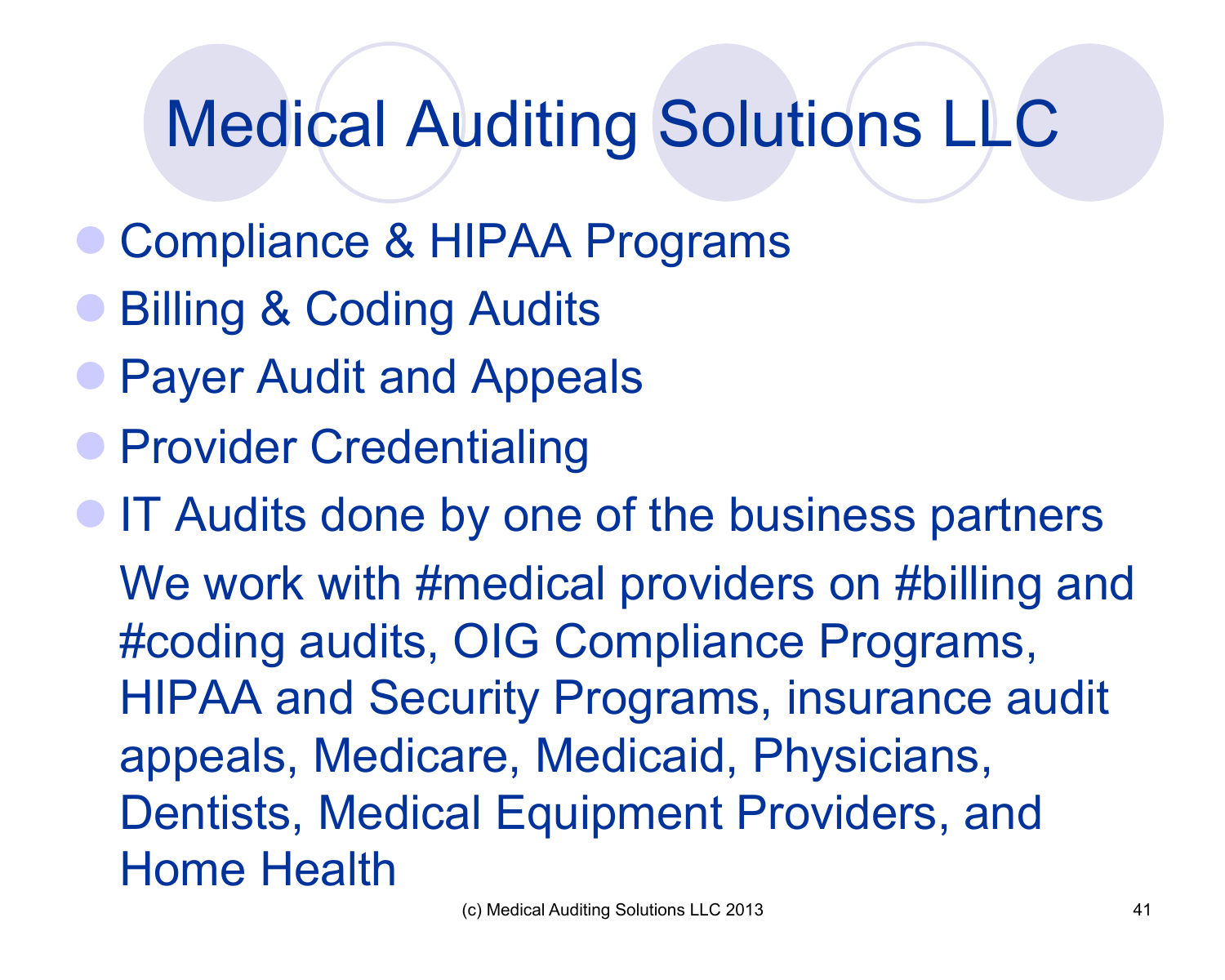# Medical Auditing Solutions LLC

- Compliance & HIPAA Programs
- Billing & Coding Audits
- Payer Audit and Appeals
- Provider Credentialing
- IT Audits done by one of the business partners

We work with #medical providers on #billing and #coding audits, OIG Compliance Programs, HIPAA and Security Programs, insurance audit appeals, Medicare, Medicaid, Physicians, Dentists, Medical Equipment Providers, and Home Health

(c) Medical Auditing Solutions LLC 2013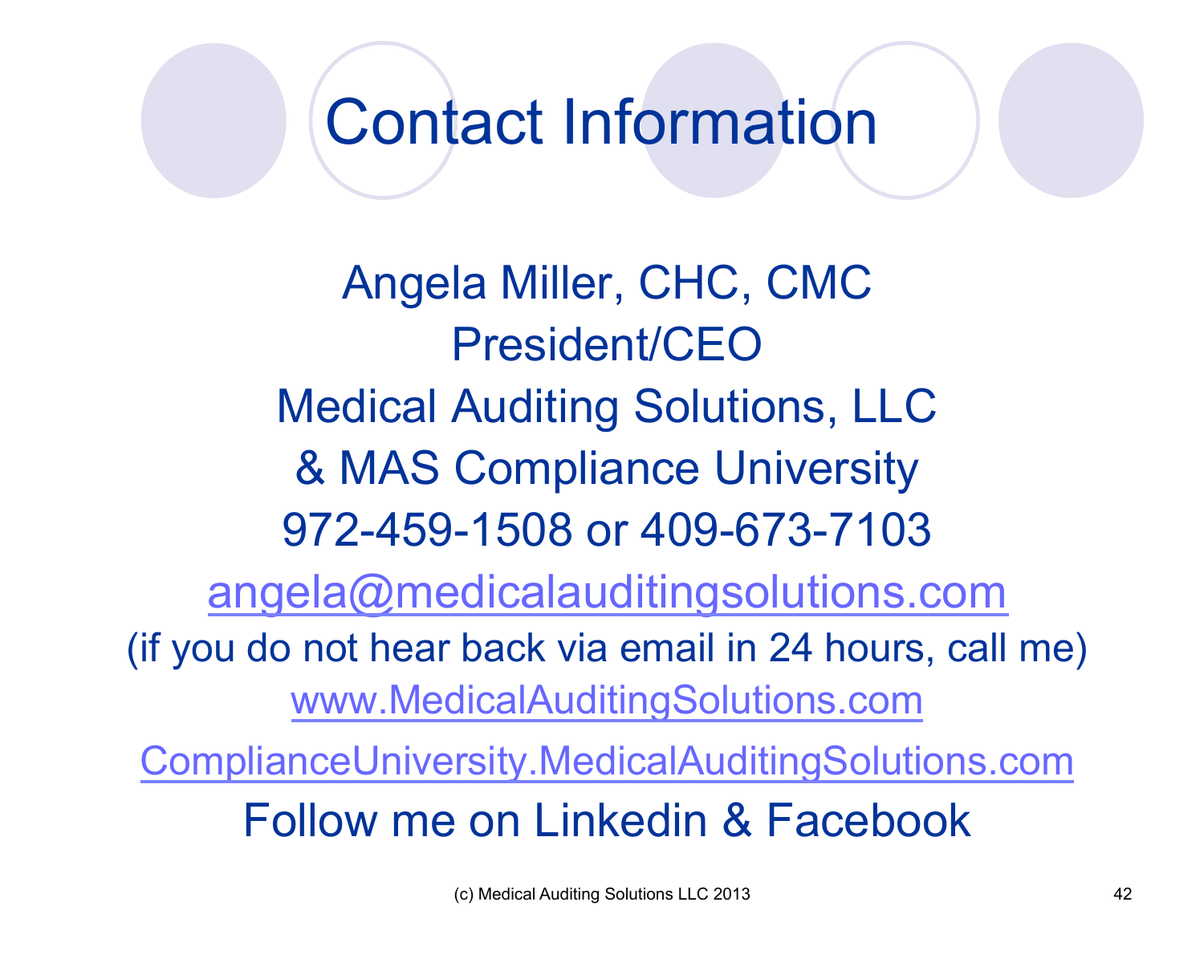# Contact Information

Angela Miller, CHC, CMC

President/CEO

Medical Auditing Solutions, LLC

& MAS Compliance University

972-459-1508 or 409-673-7103

angela@medicalauditingsolutions.com

(if you do not hear back via email in 24 hours, call me)

www.MedicalAuditingSolutions.com

ComplianceUniversity.MedicalAuditingSolutions.com

Follow me on Linkedin & Facebook

(c) Medical Auditing Solutions LLC 2013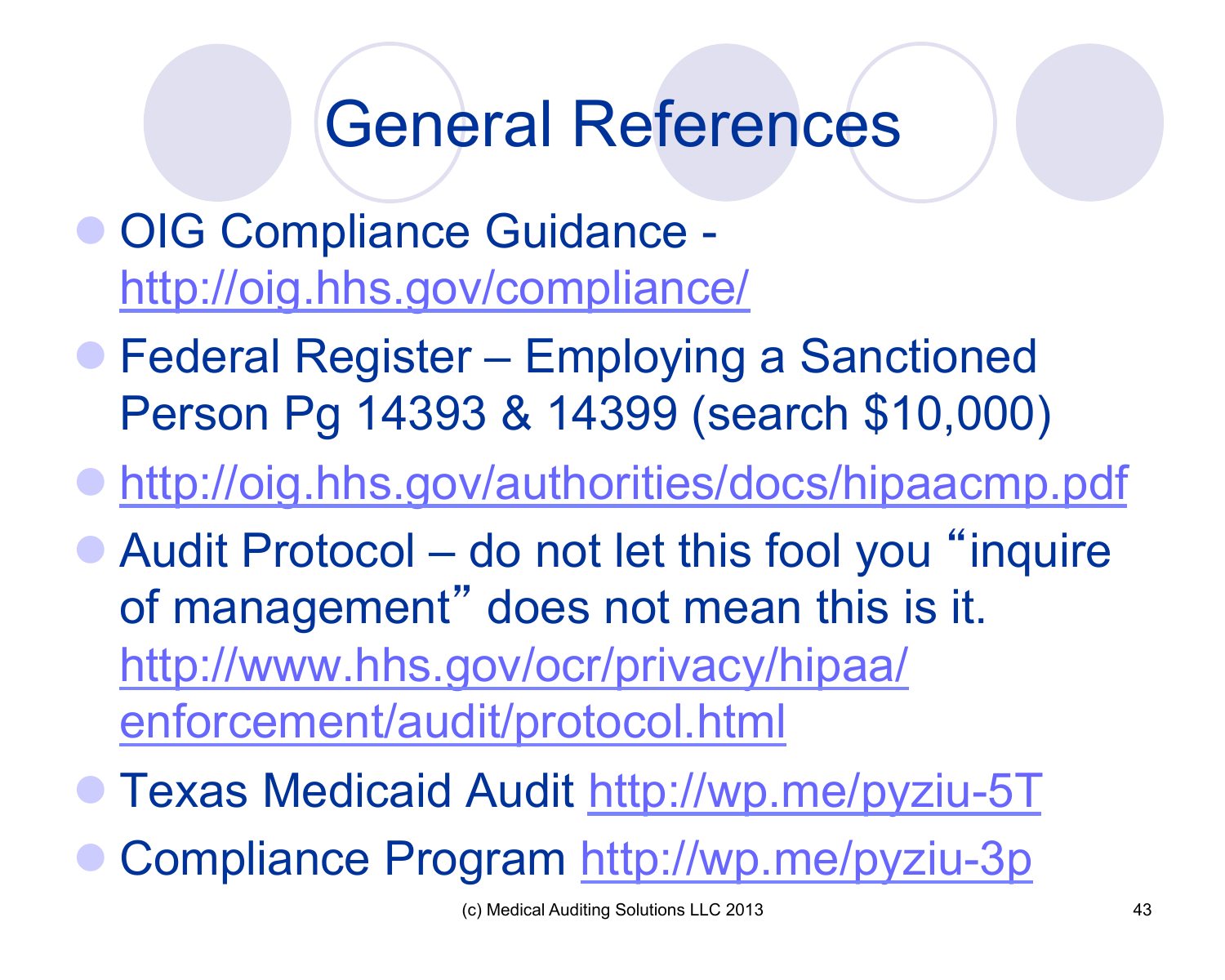# General References

- OIG Compliance Guidance - http://oig.hhs.gov/compliance/
- Federal Register – Employing a Sanctioned Person Pg 14393 & 14399 (search $10,000)
- http://oig.hhs.gov/authorities/docs/hipaacmp.pdf
- Audit Protocol – do not let this fool you "inquire of management" does not mean this is it. http://www.hhs.gov/ocr/privacy/hipaa/enforcement/audit/protocol.html
- Texas Medicaid Audit http://wp.me/pyziu-5T
- Compliance Program http://wp.me/pyziu-3p

(c) Medical Auditing Solutions LLC 2013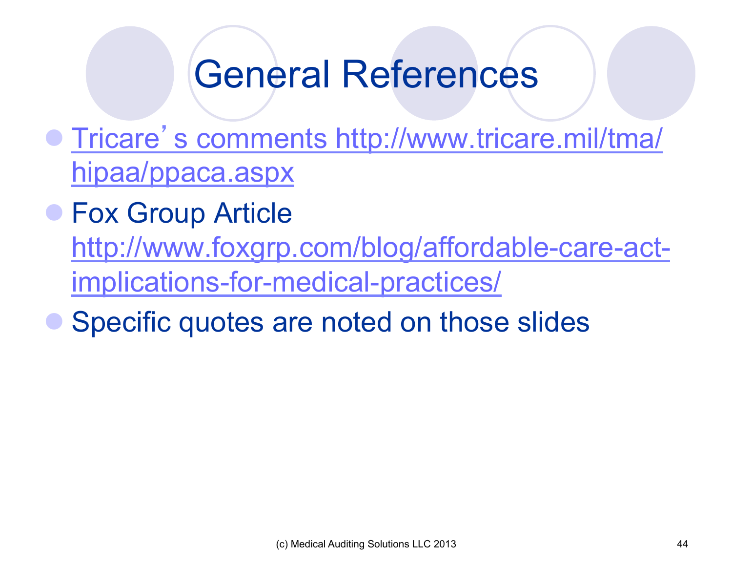# General References

- Tricare's comments http://www.tricare.mil/tma/hipaa/ppaca.aspx
- Fox Group Article http://www.foxgrp.com/blog/affordable-care-act-implications-for-medical-practices/
- Specific quotes are noted on those slides

(c) Medical Auditing Solutions LLC 2013